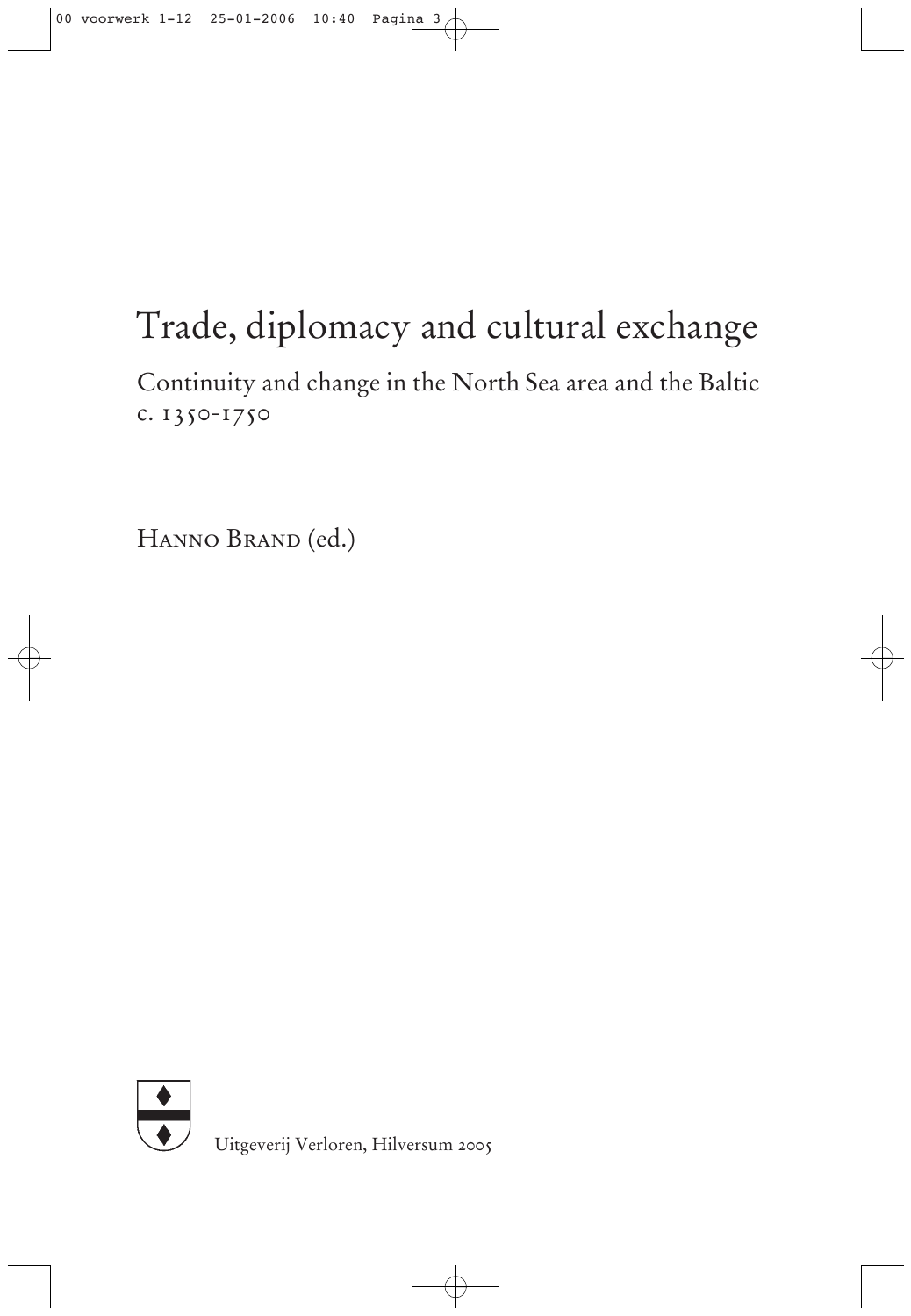# Trade, diplomacy and cultural exchange

## Continuity and change in the North Sea area and the Baltic c. 1350-1750

Hanno Brand (ed.)

Uitgeverij Verloren, Hilversum 2005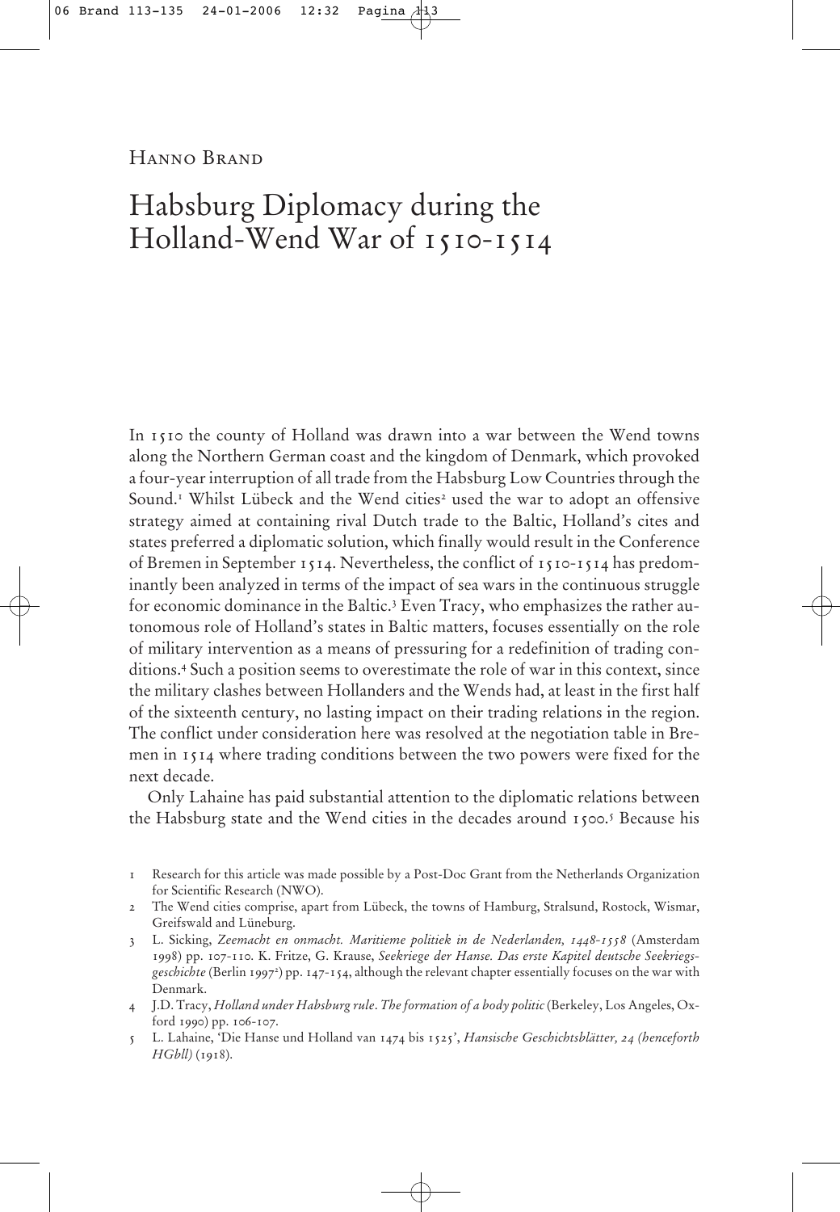Hanno Brand

# Habsburg Diplomacy during the Holland-Wend War of 1510-1514

In 1510 the county of Holland was drawn into a war between the Wend towns along the Northern German coast and the kingdom of Denmark, which provoked a four-year interruption of all trade from the Habsburg Low Countries through the Sound.[1] Whilst Lübeck and the Wend cities[2] used the war to adopt an offensive strategy aimed at containing rival Dutch trade to the Baltic, Holland's cites and states preferred a diplomatic solution, which finally would result in the Conference of Bremen in September 1514. Nevertheless, the conflict of 1510-1514 has predominantly been analyzed in terms of the impact of sea wars in the continuous struggle for economic dominance in the Baltic.[3] Even Tracy, who emphasizes the rather autonomous role of Holland's states in Baltic matters, focuses essentially on the role of military intervention as a means of pressuring for a redefinition of trading conditions.[4] Such a position seems to overestimate the role of war in this context, since the military clashes between Hollanders and the Wends had, at least in the first half of the sixteenth century, no lasting impact on their trading relations in the region. The conflict under consideration here was resolved at the negotiation table in Bremen in 1514 where trading conditions between the two powers were fixed for the next decade.

Only Lahaine has paid substantial attention to the diplomatic relations between the Habsburg state and the Wend cities in the decades around 1500.[5] Because his

1 Research for this article was made possible by a Post-Doc Grant from the Netherlands Organization for Scientific Research (NWO).

2 The Wend cities comprise, apart from Lübeck, the towns of Hamburg, Stralsund, Rostock, Wismar, Greifswald and Lüneburg.

3 L. Sicking, *Zeemacht en onmacht. Maritieme politiek in de Nederlanden, 1448-1558* (Amsterdam 1998) pp. 107-110. K. Fritze, G. Krause, *Seekriege der Hanse. Das erste Kapitel deutsche Seekriegsgeschichte* (Berlin 1997[2]) pp. 147-154, although the relevant chapter essentially focuses on the war with Denmark.

4 J.D. Tracy, *Holland under Habsburg rule. The formation of a body politic* (Berkeley, Los Angeles, Oxford 1990) pp. 106-107.

5 L. Lahaine, 'Die Hanse und Holland van 1474 bis 1525', *Hansische Geschichtsblätter, 24 (henceforth HGbll)* (1918).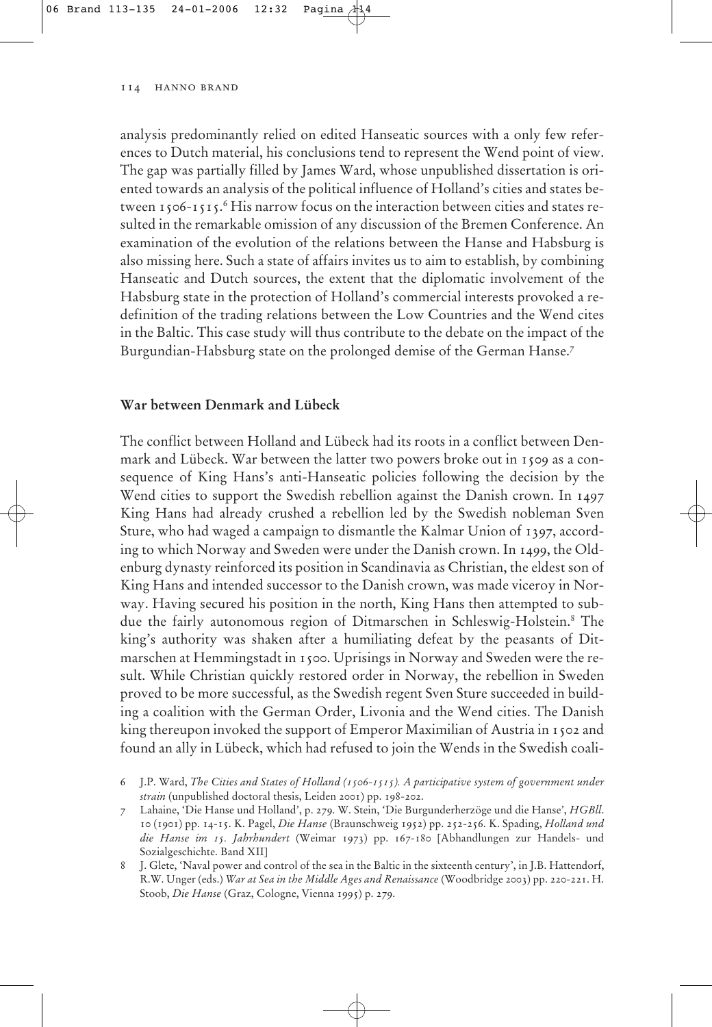analysis predominantly relied on edited Hanseatic sources with a only few references to Dutch material, his conclusions tend to represent the Wend point of view. The gap was partially filled by James Ward, whose unpublished dissertation is oriented towards an analysis of the political influence of Holland's cities and states between 1506-1515.[6] His narrow focus on the interaction between cities and states resulted in the remarkable omission of any discussion of the Bremen Conference. An examination of the evolution of the relations between the Hanse and Habsburg is also missing here. Such a state of affairs invites us to aim to establish, by combining Hanseatic and Dutch sources, the extent that the diplomatic involvement of the Habsburg state in the protection of Holland's commercial interests provoked a redefinition of the trading relations between the Low Countries and the Wend cites in the Baltic. This case study will thus contribute to the debate on the impact of the Burgundian-Habsburg state on the prolonged demise of the German Hanse.[7]

## War between Denmark and Lübeck

The conflict between Holland and Lübeck had its roots in a conflict between Denmark and Lübeck. War between the latter two powers broke out in 1509 as a consequence of King Hans's anti-Hanseatic policies following the decision by the Wend cities to support the Swedish rebellion against the Danish crown. In 1497 King Hans had already crushed a rebellion led by the Swedish nobleman Sven Sture, who had waged a campaign to dismantle the Kalmar Union of 1397, according to which Norway and Sweden were under the Danish crown. In 1499, the Oldenburg dynasty reinforced its position in Scandinavia as Christian, the eldest son of King Hans and intended successor to the Danish crown, was made viceroy in Norway. Having secured his position in the north, King Hans then attempted to subdue the fairly autonomous region of Ditmarschen in Schleswig-Holstein.[8] The king's authority was shaken after a humiliating defeat by the peasants of Ditmarschen at Hemmingstadt in 1500. Uprisings in Norway and Sweden were the result. While Christian quickly restored order in Norway, the rebellion in Sweden proved to be more successful, as the Swedish regent Sven Sture succeeded in building a coalition with the German Order, Livonia and the Wend cities. The Danish king thereupon invoked the support of Emperor Maximilian of Austria in 1502 and found an ally in Lübeck, which had refused to join the Wends in the Swedish coali-

6 J.P. Ward, *The Cities and States of Holland (1506-1515). A participative system of government under strain* (unpublished doctoral thesis, Leiden 2001) pp. 198-202.

7 Lahaine, 'Die Hanse und Holland', p. 279. W. Stein, 'Die Burgunderherzöge und die Hanse', *HGBll.* 10 (1901) pp. 14-15. K. Pagel, *Die Hanse* (Braunschweig 1952) pp. 252-256. K. Spading, *Holland und die Hanse im 15. Jahrhundert* (Weimar 1973) pp. 167-180 [Abhandlungen zur Handels- und Sozialgeschichte. Band XII]

8 J. Glete, 'Naval power and control of the sea in the Baltic in the sixteenth century', in J.B. Hattendorf, R.W. Unger (eds.) *War at Sea in the Middle Ages and Renaissance* (Woodbridge 2003) pp. 220-221. H. Stoob, *Die Hanse* (Graz, Cologne, Vienna 1995) p. 279.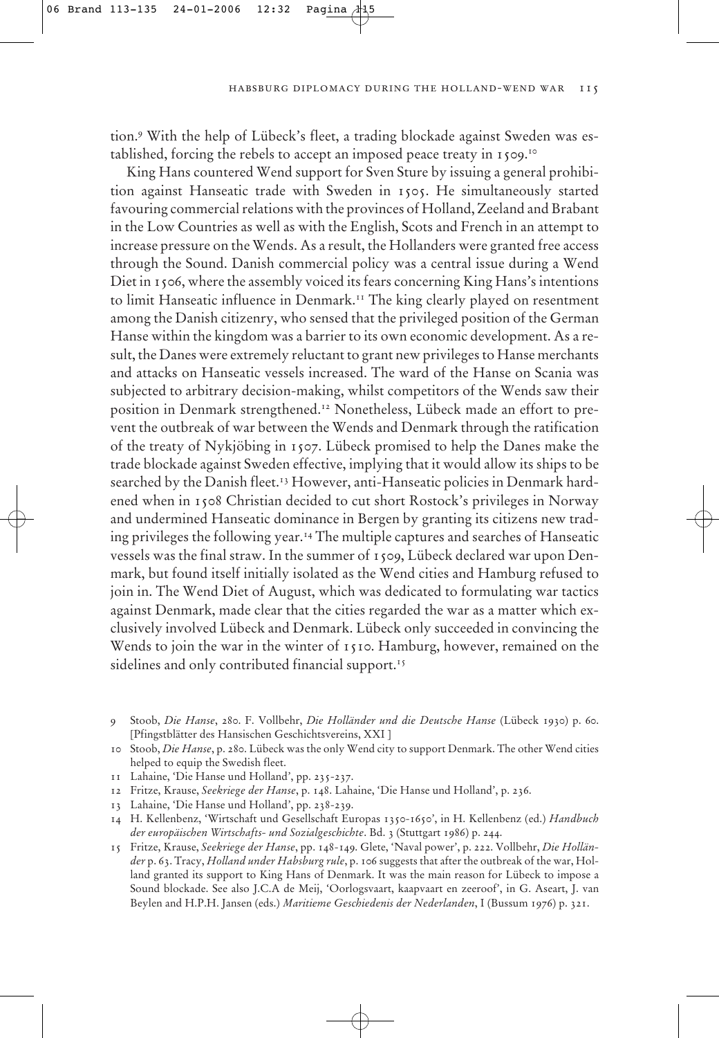tion.[9] With the help of Lübeck's fleet, a trading blockade against Sweden was established, forcing the rebels to accept an imposed peace treaty in 1509.[10]

King Hans countered Wend support for Sven Sture by issuing a general prohibition against Hanseatic trade with Sweden in 1505. He simultaneously started favouring commercial relations with the provinces of Holland, Zeeland and Brabant in the Low Countries as well as with the English, Scots and French in an attempt to increase pressure on the Wends. As a result, the Hollanders were granted free access through the Sound. Danish commercial policy was a central issue during a Wend Diet in 1506, where the assembly voiced its fears concerning King Hans's intentions to limit Hanseatic influence in Denmark.[11] The king clearly played on resentment among the Danish citizenry, who sensed that the privileged position of the German Hanse within the kingdom was a barrier to its own economic development. As a result, the Danes were extremely reluctant to grant new privileges to Hanse merchants and attacks on Hanseatic vessels increased. The ward of the Hanse on Scania was subjected to arbitrary decision-making, whilst competitors of the Wends saw their position in Denmark strengthened.[12] Nonetheless, Lübeck made an effort to prevent the outbreak of war between the Wends and Denmark through the ratification of the treaty of Nykjöbing in 1507. Lübeck promised to help the Danes make the trade blockade against Sweden effective, implying that it would allow its ships to be searched by the Danish fleet.[13] However, anti-Hanseatic policies in Denmark hardened when in 1508 Christian decided to cut short Rostock's privileges in Norway and undermined Hanseatic dominance in Bergen by granting its citizens new trading privileges the following year.[14] The multiple captures and searches of Hanseatic vessels was the final straw. In the summer of 1509, Lübeck declared war upon Denmark, but found itself initially isolated as the Wend cities and Hamburg refused to join in. The Wend Diet of August, which was dedicated to formulating war tactics against Denmark, made clear that the cities regarded the war as a matter which exclusively involved Lübeck and Denmark. Lübeck only succeeded in convincing the Wends to join the war in the winter of 1510. Hamburg, however, remained on the sidelines and only contributed financial support.[15]

9 Stoob, *Die Hanse*, 280. F. Vollbehr, *Die Holländer und die Deutsche Hanse* (Lübeck 1930) p. 60. [Pfingstblätter des Hansischen Geschichtsvereins, XXI ]

10 Stoob, *Die Hanse*, p. 280. Lübeck was the only Wend city to support Denmark. The other Wend cities helped to equip the Swedish fleet.

11 Lahaine, 'Die Hanse und Holland', pp. 235-237.

12 Fritze, Krause, *Seekriege der Hanse*, p. 148. Lahaine, 'Die Hanse und Holland', p. 236.

13 Lahaine, 'Die Hanse und Holland', pp. 238-239.

14 H. Kellenbenz, 'Wirtschaft und Gesellschaft Europas 1350-1650', in H. Kellenbenz (ed.) *Handbuch der europäischen Wirtschafts- und Sozialgeschichte*. Bd. 3 (Stuttgart 1986) p. 244.

15 Fritze, Krause, *Seekriege der Hanse*, pp. 148-149. Glete, 'Naval power', p. 222. Vollbehr, *Die Holländer* p. 63. Tracy, *Holland under Habsburg rule*, p. 106 suggests that after the outbreak of the war, Holland granted its support to King Hans of Denmark. It was the main reason for Lübeck to impose a Sound blockade. See also J.C.A de Meij, 'Oorlogsvaart, kaapvaart en zeeroof', in G. Aseart, J. van Beylen and H.P.H. Jansen (eds.) *Maritieme Geschiedenis der Nederlanden*, I (Bussum 1976) p. 321.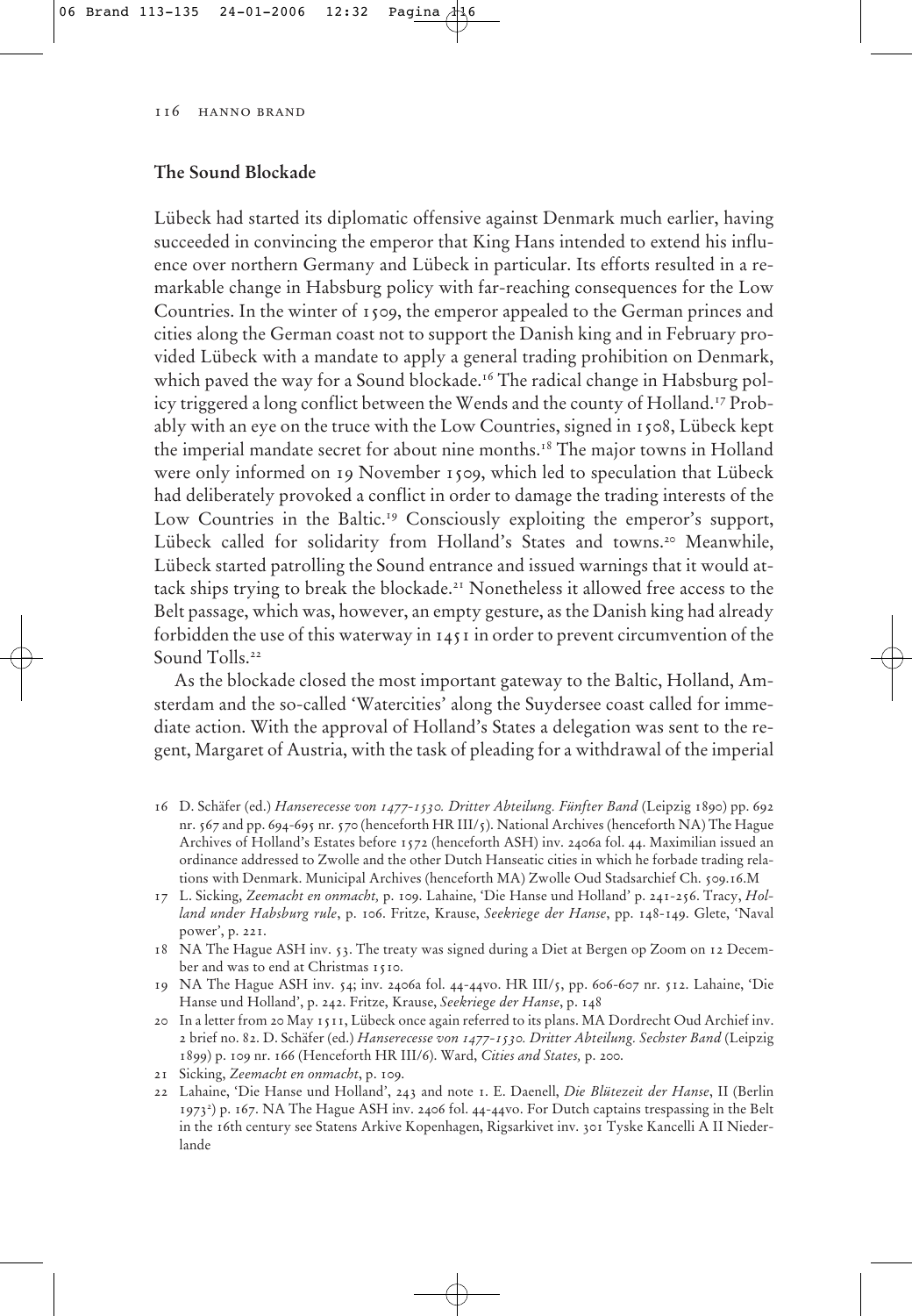## The Sound Blockade

Lübeck had started its diplomatic offensive against Denmark much earlier, having succeeded in convincing the emperor that King Hans intended to extend his influence over northern Germany and Lübeck in particular. Its efforts resulted in a remarkable change in Habsburg policy with far-reaching consequences for the Low Countries. In the winter of 1509, the emperor appealed to the German princes and cities along the German coast not to support the Danish king and in February provided Lübeck with a mandate to apply a general trading prohibition on Denmark, which paved the way for a Sound blockade.[16] The radical change in Habsburg policy triggered a long conflict between the Wends and the county of Holland.[17] Probably with an eye on the truce with the Low Countries, signed in 1508, Lübeck kept the imperial mandate secret for about nine months.[18] The major towns in Holland were only informed on 19 November 1509, which led to speculation that Lübeck had deliberately provoked a conflict in order to damage the trading interests of the Low Countries in the Baltic.[19] Consciously exploiting the emperor's support, Lübeck called for solidarity from Holland's States and towns.[20] Meanwhile, Lübeck started patrolling the Sound entrance and issued warnings that it would attack ships trying to break the blockade.[21] Nonetheless it allowed free access to the Belt passage, which was, however, an empty gesture, as the Danish king had already forbidden the use of this waterway in 1451 in order to prevent circumvention of the Sound Tolls.[22]

As the blockade closed the most important gateway to the Baltic, Holland, Amsterdam and the so-called 'Watercities' along the Suydersee coast called for immediate action. With the approval of Holland's States a delegation was sent to the regent, Margaret of Austria, with the task of pleading for a withdrawal of the imperial

16 D. Schäfer (ed.) *Hanserecesse von 1477-1530. Dritter Abteilung. Fünfter Band* (Leipzig 1890) pp. 692 nr. 567 and pp. 694-695 nr. 570 (henceforth HR III/5). National Archives (henceforth NA) The Hague Archives of Holland's Estates before 1572 (henceforth ASH) inv. 2406a fol. 44. Maximilian issued an ordinance addressed to Zwolle and the other Dutch Hanseatic cities in which he forbade trading relations with Denmark. Municipal Archives (henceforth MA) Zwolle Oud Stadsarchief Ch. 509.16.M

17 L. Sicking, *Zeemacht en onmacht,* p. 109. Lahaine, 'Die Hanse und Holland' p. 241-256. Tracy, *Holland under Habsburg rule*, p. 106. Fritze, Krause, *Seekriege der Hanse*, pp. 148-149. Glete, 'Naval power', p. 221.

18 NA The Hague ASH inv. 53. The treaty was signed during a Diet at Bergen op Zoom on 12 December and was to end at Christmas 1510.

19 NA The Hague ASH inv. 54; inv. 2406a fol. 44-44vo. HR III/5, pp. 606-607 nr. 512. Lahaine, 'Die Hanse und Holland', p. 242. Fritze, Krause, *Seekriege der Hanse*, p. 148

20 In a letter from 20 May 1511, Lübeck once again referred to its plans. MA Dordrecht Oud Archief inv. 2 brief no. 82. D. Schäfer (ed.) *Hanserecesse von 1477-1530. Dritter Abteilung. Sechster Band* (Leipzig 1899) p. 109 nr. 166 (Henceforth HR III/6). Ward, *Cities and States,* p. 200.

21 Sicking, *Zeemacht en onmacht*, p. 109.

22 Lahaine, 'Die Hanse und Holland', 243 and note 1. E. Daenell, *Die Blütezeit der Hanse*, II (Berlin 1973[2]) p. 167. NA The Hague ASH inv. 2406 fol. 44-44vo. For Dutch captains trespassing in the Belt in the 16th century see Statens Arkive Kopenhagen, Rigsarkivet inv. 301 Tyske Kancelli A II Niederlande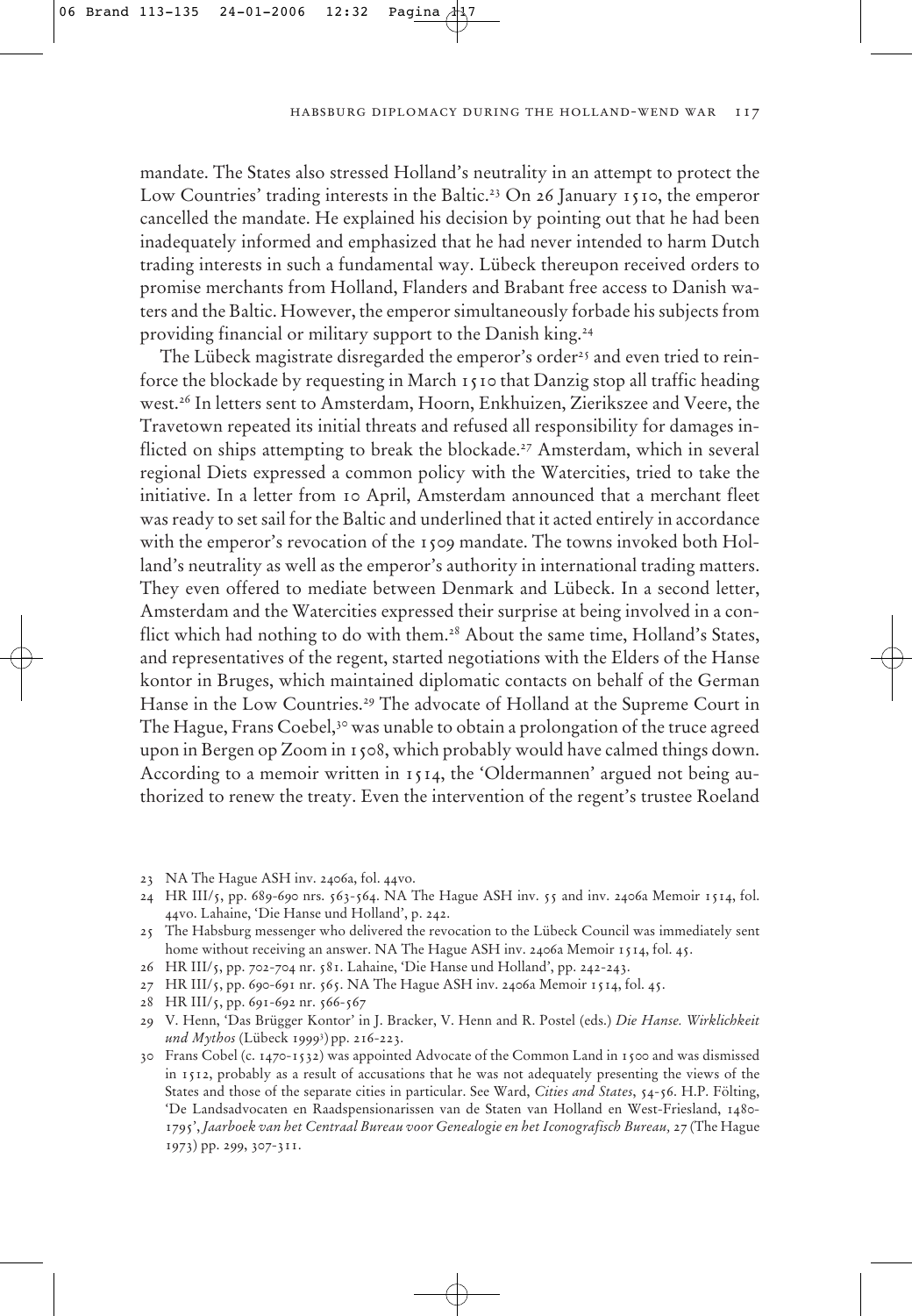mandate. The States also stressed Holland's neutrality in an attempt to protect the Low Countries' trading interests in the Baltic.[23] On 26 January 1510, the emperor cancelled the mandate. He explained his decision by pointing out that he had been inadequately informed and emphasized that he had never intended to harm Dutch trading interests in such a fundamental way. Lübeck thereupon received orders to promise merchants from Holland, Flanders and Brabant free access to Danish waters and the Baltic. However, the emperor simultaneously forbade his subjects from providing financial or military support to the Danish king.[24]

The Lübeck magistrate disregarded the emperor's order[25] and even tried to reinforce the blockade by requesting in March 1510 that Danzig stop all traffic heading west.[26] In letters sent to Amsterdam, Hoorn, Enkhuizen, Zierikszee and Veere, the Travetown repeated its initial threats and refused all responsibility for damages inflicted on ships attempting to break the blockade.[27] Amsterdam, which in several regional Diets expressed a common policy with the Watercities, tried to take the initiative. In a letter from 10 April, Amsterdam announced that a merchant fleet was ready to set sail for the Baltic and underlined that it acted entirely in accordance with the emperor's revocation of the 1509 mandate. The towns invoked both Holland's neutrality as well as the emperor's authority in international trading matters. They even offered to mediate between Denmark and Lübeck. In a second letter, Amsterdam and the Watercities expressed their surprise at being involved in a conflict which had nothing to do with them.[28] About the same time, Holland's States, and representatives of the regent, started negotiations with the Elders of the Hanse kontor in Bruges, which maintained diplomatic contacts on behalf of the German Hanse in the Low Countries.[29] The advocate of Holland at the Supreme Court in The Hague, Frans Coebel,[30] was unable to obtain a prolongation of the truce agreed upon in Bergen op Zoom in 1508, which probably would have calmed things down. According to a memoir written in 1514, the 'Oldermannen' argued not being authorized to renew the treaty. Even the intervention of the regent's trustee Roeland

23 NA The Hague ASH inv. 2406a, fol. 44vo.

24 HR III/5, pp. 689-690 nrs. 563-564. NA The Hague ASH inv. 55 and inv. 2406a Memoir 1514, fol. 44vo. Lahaine, 'Die Hanse und Holland', p. 242.

25 The Habsburg messenger who delivered the revocation to the Lübeck Council was immediately sent home without receiving an answer. NA The Hague ASH inv. 2406a Memoir 1514, fol. 45.

26 HR III/5, pp. 702-704 nr. 581. Lahaine, 'Die Hanse und Holland', pp. 242-243.

27 HR III/5, pp. 690-691 nr. 565. NA The Hague ASH inv. 2406a Memoir 1514, fol. 45.

28 HR III/5, pp. 691-692 nr. 566-567

29 V. Henn, 'Das Brügger Kontor' in J. Bracker, V. Henn and R. Postel (eds.) *Die Hanse. Wirklichkeit und Mythos* (Lübeck 1999³) pp. 216-223.

30 Frans Cobel (c. 1470-1532) was appointed Advocate of the Common Land in 1500 and was dismissed in 1512, probably as a result of accusations that he was not adequately presenting the views of the States and those of the separate cities in particular. See Ward, *Cities and States*, 54-56. H.P. Fölting, 'De Landsadvocaten en Raadspensionarissen van de Staten van Holland en West-Friesland, 1480-1795', *Jaarboek van het Centraal Bureau voor Genealogie en het Iconografisch Bureau*, 27 (The Hague 1973) pp. 299, 307-311.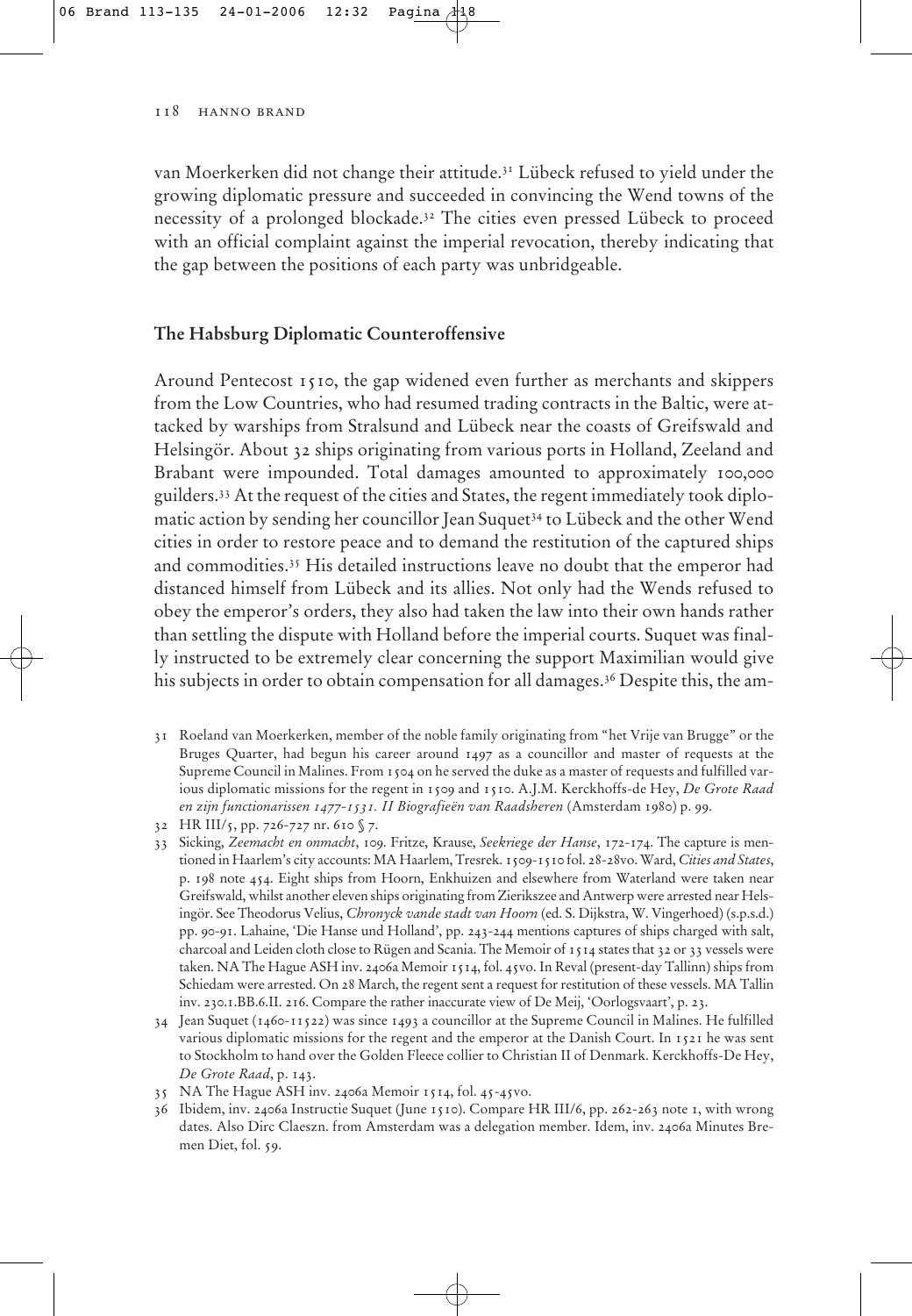van Moerkerken did not change their attitude.[31] Lübeck refused to yield under the growing diplomatic pressure and succeeded in convincing the Wend towns of the necessity of a prolonged blockade.[32] The cities even pressed Lübeck to proceed with an official complaint against the imperial revocation, thereby indicating that the gap between the positions of each party was unbridgeable.

## The Habsburg Diplomatic Counteroffensive

Around Pentecost 1510, the gap widened even further as merchants and skippers from the Low Countries, who had resumed trading contracts in the Baltic, were attacked by warships from Stralsund and Lübeck near the coasts of Greifswald and Helsingör. About 32 ships originating from various ports in Holland, Zeeland and Brabant were impounded. Total damages amounted to approximately 100,000 guilders.[33] At the request of the cities and States, the regent immediately took diplomatic action by sending her councillor Jean Suquet[34] to Lübeck and the other Wend cities in order to restore peace and to demand the restitution of the captured ships and commodities.[35] His detailed instructions leave no doubt that the emperor had distanced himself from Lübeck and its allies. Not only had the Wends refused to obey the emperor's orders, they also had taken the law into their own hands rather than settling the dispute with Holland before the imperial courts. Suquet was finally instructed to be extremely clear concerning the support Maximilian would give his subjects in order to obtain compensation for all damages.[36] Despite this, the am-

31 Roeland van Moerkerken, member of the noble family originating from "het Vrije van Brugge" or the Bruges Quarter, had begun his career around 1497 as a councillor and master of requests at the Supreme Council in Malines. From 1504 on he served the duke as a master of requests and fulfilled various diplomatic missions for the regent in 1509 and 1510. A.J.M. Kerckhoffs-de Hey, *De Grote Raad en zijn functionarissen 1477-1531. II Biografieën van Raadsheren* (Amsterdam 1980) p. 99.

32 HR III/5, pp. 726-727 nr. 610 § 7.

33 Sicking, *Zeemacht en onmacht*, 109. Fritze, Krause, *Seekriege der Hanse*, 172-174. The capture is mentioned in Haarlem's city accounts: MA Haarlem, Tresrek. 1509-1510 fol. 28-28vo. Ward, *Cities and States*, p. 198 note 454. Eight ships from Hoorn, Enkhuizen and elsewhere from Waterland were taken near Greifswald, whilst another eleven ships originating from Zierikszee and Antwerp were arrested near Helsingör. See Theodorus Velius, *Chronyck vande stadt van Hoorn* (ed. S. Dijkstra, W. Vingerhoed) (s.p.s.d.) pp. 90-91. Lahaine, 'Die Hanse und Holland', pp. 243-244 mentions captures of ships charged with salt, charcoal and Leiden cloth close to Rügen and Scania. The Memoir of 1514 states that 32 or 33 vessels were taken. NA The Hague ASH inv. 2406a Memoir 1514, fol. 45vo. In Reval (present-day Tallinn) ships from Schiedam were arrested. On 28 March, the regent sent a request for restitution of these vessels. MA Tallin inv. 230.1.BB.6.II. 216. Compare the rather inaccurate view of De Meij, 'Oorlogsvaart', p. 23.

34 Jean Suquet (1460-11522) was since 1493 a councillor at the Supreme Council in Malines. He fulfilled various diplomatic missions for the regent and the emperor at the Danish Court. In 1521 he was sent to Stockholm to hand over the Golden Fleece collier to Christian II of Denmark. Kerckhoffs-De Hey, *De Grote Raad*, p. 143.

35 NA The Hague ASH inv. 2406a Memoir 1514, fol. 45-45vo.

36 Ibidem, inv. 2406a Instructie Suquet (June 1510). Compare HR III/6, pp. 262-263 note 1, with wrong dates. Also Dirc Claeszn. from Amsterdam was a delegation member. Idem, inv. 2406a Minutes Bremen Diet, fol. 59.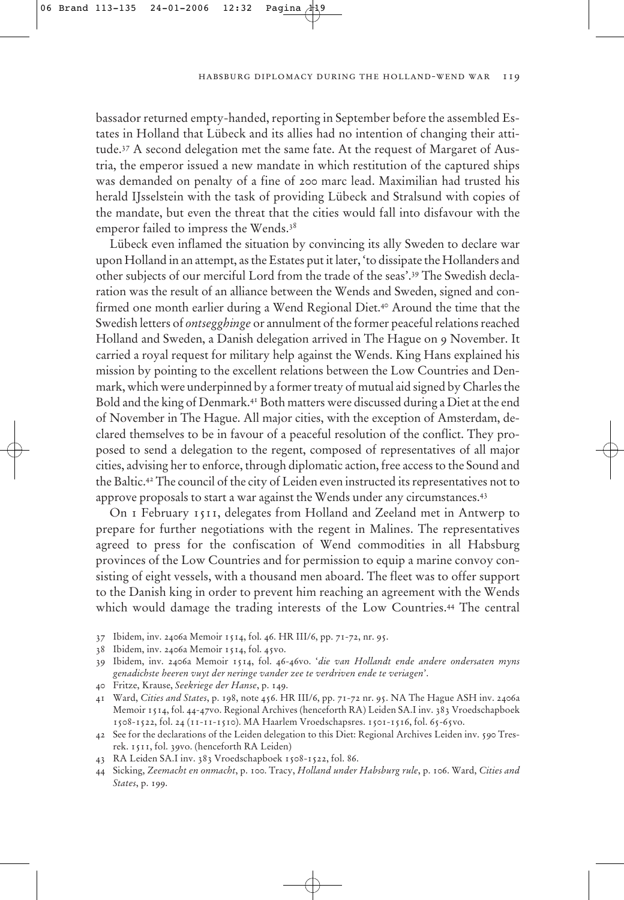bassador returned empty-handed, reporting in September before the assembled Estates in Holland that Lübeck and its allies had no intention of changing their attitude.[37] A second delegation met the same fate. At the request of Margaret of Austria, the emperor issued a new mandate in which restitution of the captured ships was demanded on penalty of a fine of 200 marc lead. Maximilian had trusted his herald IJsselstein with the task of providing Lübeck and Stralsund with copies of the mandate, but even the threat that the cities would fall into disfavour with the emperor failed to impress the Wends.[38]

Lübeck even inflamed the situation by convincing its ally Sweden to declare war upon Holland in an attempt, as the Estates put it later, 'to dissipate the Hollanders and other subjects of our merciful Lord from the trade of the seas'.[39] The Swedish declaration was the result of an alliance between the Wends and Sweden, signed and confirmed one month earlier during a Wend Regional Diet.[40] Around the time that the Swedish letters of *ontsegghinge* or annulment of the former peaceful relations reached Holland and Sweden, a Danish delegation arrived in The Hague on 9 November. It carried a royal request for military help against the Wends. King Hans explained his mission by pointing to the excellent relations between the Low Countries and Denmark, which were underpinned by a former treaty of mutual aid signed by Charles the Bold and the king of Denmark.[41] Both matters were discussed during a Diet at the end of November in The Hague. All major cities, with the exception of Amsterdam, declared themselves to be in favour of a peaceful resolution of the conflict. They proposed to send a delegation to the regent, composed of representatives of all major cities, advising her to enforce, through diplomatic action, free access to the Sound and the Baltic.[42] The council of the city of Leiden even instructed its representatives not to approve proposals to start a war against the Wends under any circumstances.[43]

On 1 February 1511, delegates from Holland and Zeeland met in Antwerp to prepare for further negotiations with the regent in Malines. The representatives agreed to press for the confiscation of Wend commodities in all Habsburg provinces of the Low Countries and for permission to equip a marine convoy consisting of eight vessels, with a thousand men aboard. The fleet was to offer support to the Danish king in order to prevent him reaching an agreement with the Wends which would damage the trading interests of the Low Countries.[44] The central

37 Ibidem, inv. 2406a Memoir 1514, fol. 46. HR III/6, pp. 71-72, nr. 95.

38 Ibidem, inv. 2406a Memoir 1514, fol. 45vo.

39 Ibidem, inv. 2406a Memoir 1514, fol. 46-46vo. '*die van Hollandt ende andere ondersaten myns genadichste heeren vuyt der neringe vander zee te verdriven ende te veriagen*'.

40 Fritze, Krause, *Seekriege der Hanse*, p. 149.

41 Ward, *Cities and States*, p. 198, note 456. HR III/6, pp. 71-72 nr. 95. NA The Hague ASH inv. 2406a Memoir 1514, fol. 44-47vo. Regional Archives (henceforth RA) Leiden SA.I inv. 383 Vroedschapboek 1508-1522, fol. 24 (11-11-1510). MA Haarlem Vroedschapsres. 1501-1516, fol. 65-65vo.

42 See for the declarations of the Leiden delegation to this Diet: Regional Archives Leiden inv. 590 Tresrek. 1511, fol. 39vo. (henceforth RA Leiden)

43 RA Leiden SA.I inv. 383 Vroedschapboek 1508-1522, fol. 86.

44 Sicking, *Zeemacht en onmacht*, p. 100. Tracy, *Holland under Habsburg rule*, p. 106. Ward, *Cities and States*, p. 199.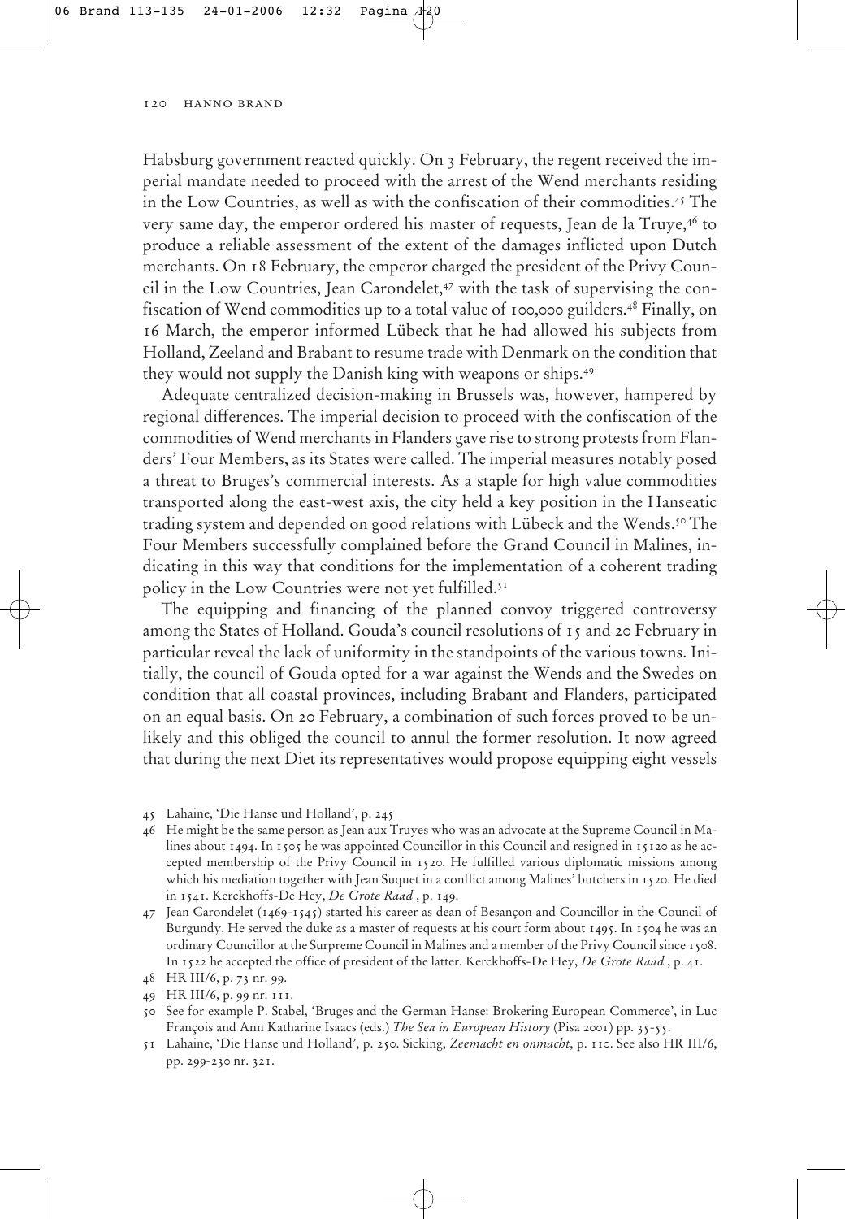Habsburg government reacted quickly. On 3 February, the regent received the imperial mandate needed to proceed with the arrest of the Wend merchants residing in the Low Countries, as well as with the confiscation of their commodities.[45] The very same day, the emperor ordered his master of requests, Jean de la Truye,[46] to produce a reliable assessment of the extent of the damages inflicted upon Dutch merchants. On 18 February, the emperor charged the president of the Privy Council in the Low Countries, Jean Carondelet,[47] with the task of supervising the confiscation of Wend commodities up to a total value of 100,000 guilders.[48] Finally, on 16 March, the emperor informed Lübeck that he had allowed his subjects from Holland, Zeeland and Brabant to resume trade with Denmark on the condition that they would not supply the Danish king with weapons or ships.[49]

Adequate centralized decision-making in Brussels was, however, hampered by regional differences. The imperial decision to proceed with the confiscation of the commodities of Wend merchants in Flanders gave rise to strong protests from Flanders' Four Members, as its States were called. The imperial measures notably posed a threat to Bruges's commercial interests. As a staple for high value commodities transported along the east-west axis, the city held a key position in the Hanseatic trading system and depended on good relations with Lübeck and the Wends.[50] The Four Members successfully complained before the Grand Council in Malines, indicating in this way that conditions for the implementation of a coherent trading policy in the Low Countries were not yet fulfilled.[51]

The equipping and financing of the planned convoy triggered controversy among the States of Holland. Gouda's council resolutions of 15 and 20 February in particular reveal the lack of uniformity in the standpoints of the various towns. Initially, the council of Gouda opted for a war against the Wends and the Swedes on condition that all coastal provinces, including Brabant and Flanders, participated on an equal basis. On 20 February, a combination of such forces proved to be unlikely and this obliged the council to annul the former resolution. It now agreed that during the next Diet its representatives would propose equipping eight vessels

45 Lahaine, 'Die Hanse und Holland', p. 245

46 He might be the same person as Jean aux Truyes who was an advocate at the Supreme Council in Malines about 1494. In 1505 he was appointed Councillor in this Council and resigned in 15120 as he accepted membership of the Privy Council in 1520. He fulfilled various diplomatic missions among which his mediation together with Jean Suquet in a conflict among Malines' butchers in 1520. He died in 1541. Kerckhoffs-De Hey, *De Grote Raad* , p. 149.

47 Jean Carondelet (1469-1545) started his career as dean of Besançon and Councillor in the Council of Burgundy. He served the duke as a master of requests at his court form about 1495. In 1504 he was an ordinary Councillor at the Surpreme Council in Malines and a member of the Privy Council since 1508. In 1522 he accepted the office of president of the latter. Kerckhoffs-De Hey, *De Grote Raad* , p. 41.

48 HR III/6, p. 73 nr. 99.

49 HR III/6, p. 99 nr. 111.

50 See for example P. Stabel, 'Bruges and the German Hanse: Brokering European Commerce', in Luc François and Ann Katharine Isaacs (eds.) *The Sea in European History* (Pisa 2001) pp. 35-55.

51 Lahaine, 'Die Hanse und Holland', p. 250. Sicking, *Zeemacht en onmacht*, p. 110. See also HR III/6, pp. 299-230 nr. 321.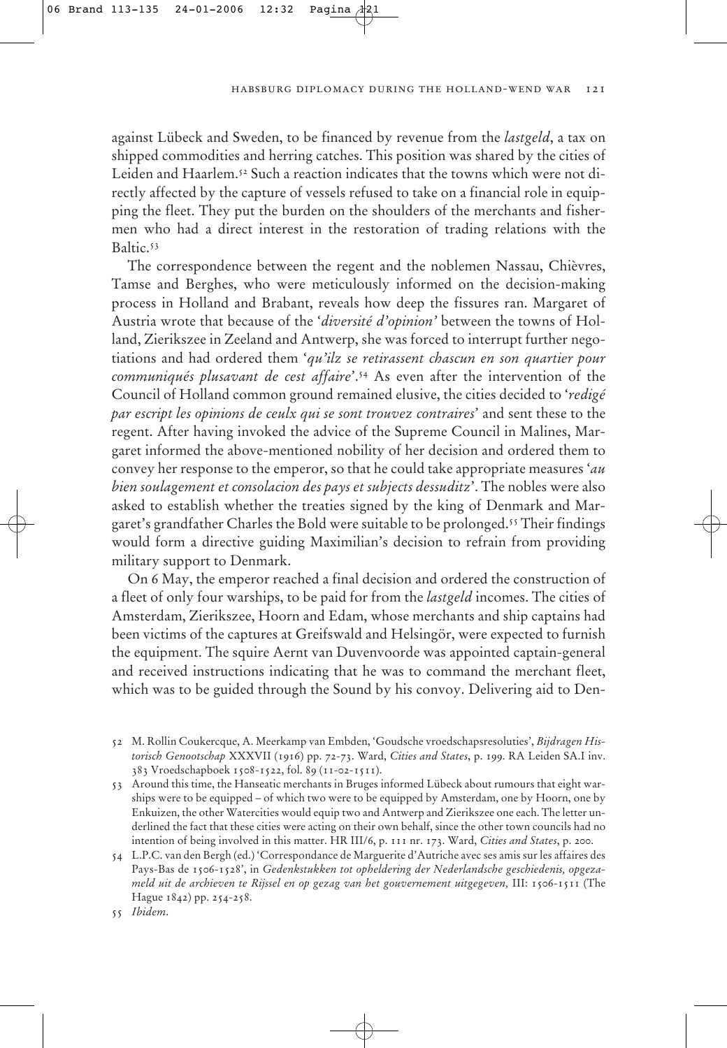against Lübeck and Sweden, to be financed by revenue from the *lastgeld*, a tax on shipped commodities and herring catches. This position was shared by the cities of Leiden and Haarlem.[52] Such a reaction indicates that the towns which were not directly affected by the capture of vessels refused to take on a financial role in equipping the fleet. They put the burden on the shoulders of the merchants and fishermen who had a direct interest in the restoration of trading relations with the Baltic.[53]

The correspondence between the regent and the noblemen Nassau, Chièvres, Tamse and Berghes, who were meticulously informed on the decision-making process in Holland and Brabant, reveals how deep the fissures ran. Margaret of Austria wrote that because of the '*diversité d'opinion*' between the towns of Holland, Zierikszee in Zeeland and Antwerp, she was forced to interrupt further negotiations and had ordered them '*qu'ilz se retirassent chascun en son quartier pour communiqués plusavant de cest affaire*'.[54] As even after the intervention of the Council of Holland common ground remained elusive, the cities decided to '*redigé par escript les opinions de ceulx qui se sont trouvez contraires*' and sent these to the regent. After having invoked the advice of the Supreme Council in Malines, Margaret informed the above-mentioned nobility of her decision and ordered them to convey her response to the emperor, so that he could take appropriate measures '*au bien soulagement et consolacion des pays et subjects dessuditz*'. The nobles were also asked to establish whether the treaties signed by the king of Denmark and Margaret's grandfather Charles the Bold were suitable to be prolonged.[55] Their findings would form a directive guiding Maximilian's decision to refrain from providing military support to Denmark.

On 6 May, the emperor reached a final decision and ordered the construction of a fleet of only four warships, to be paid for from the *lastgeld* incomes. The cities of Amsterdam, Zierikszee, Hoorn and Edam, whose merchants and ship captains had been victims of the captures at Greifswald and Helsingör, were expected to furnish the equipment. The squire Aernt van Duvenvoorde was appointed captain-general and received instructions indicating that he was to command the merchant fleet, which was to be guided through the Sound by his convoy. Delivering aid to Den-

52 M. Rollin Coukercque, A. Meerkamp van Embden, 'Goudsche vroedschapsresoluties', *Bijdragen Historisch Genootschap* XXXVII (1916) pp. 72-73. Ward, *Cities and States*, p. 199. RA Leiden SA.I inv. 383 Vroedschapboek 1508-1522, fol. 89 (11-02-1511).

53 Around this time, the Hanseatic merchants in Bruges informed Lübeck about rumours that eight warships were to be equipped – of which two were to be equipped by Amsterdam, one by Hoorn, one by Enkuizen, the other Watercities would equip two and Antwerp and Zierikszee one each. The letter underlined the fact that these cities were acting on their own behalf, since the other town councils had no intention of being involved in this matter. HR III/6, p. 111 nr. 173. Ward, *Cities and States*, p. 200.

54 L.P.C. van den Bergh (ed.) 'Correspondance de Marguerite d'Autriche avec ses amis sur les affaires des Pays-Bas de 1506-1528', in *Gedenkstukken tot opheldering der Nederlandsche geschiedenis, opgezameld uit de archieven te Rijssel en op gezag van het gouvernement uitgegeven,* III: 1506-1511 (The Hague 1842) pp. 254-258.

55 *Ibidem.*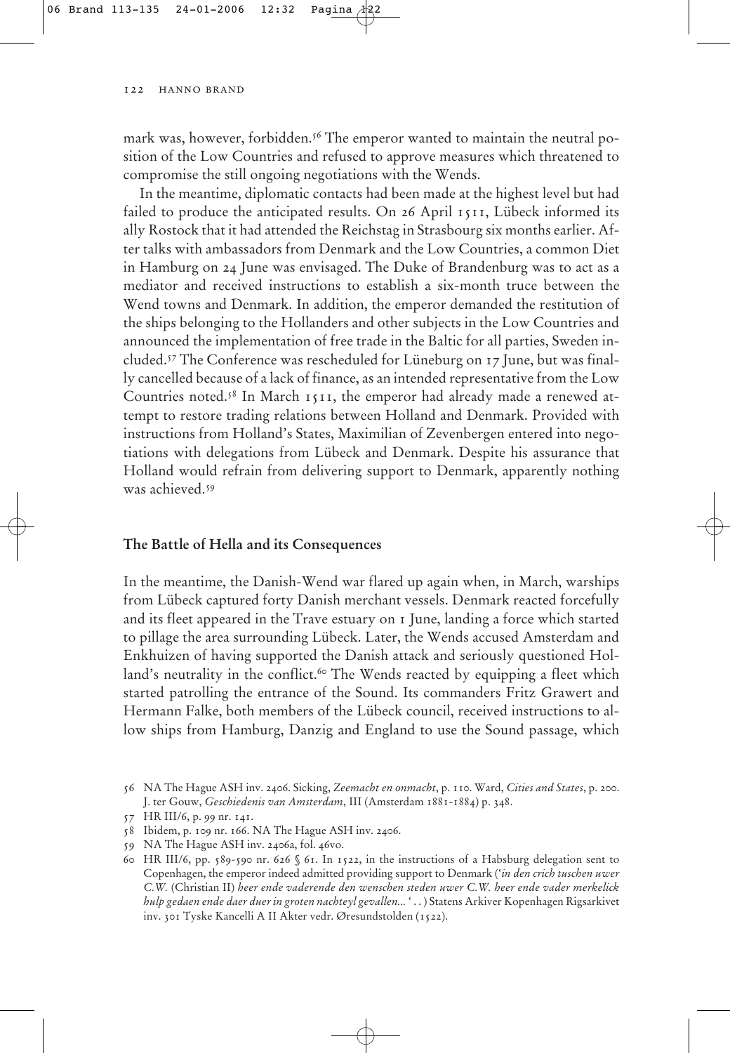mark was, however, forbidden.[56] The emperor wanted to maintain the neutral position of the Low Countries and refused to approve measures which threatened to compromise the still ongoing negotiations with the Wends.

In the meantime, diplomatic contacts had been made at the highest level but had failed to produce the anticipated results. On 26 April 1511, Lübeck informed its ally Rostock that it had attended the Reichstag in Strasbourg six months earlier. After talks with ambassadors from Denmark and the Low Countries, a common Diet in Hamburg on 24 June was envisaged. The Duke of Brandenburg was to act as a mediator and received instructions to establish a six-month truce between the Wend towns and Denmark. In addition, the emperor demanded the restitution of the ships belonging to the Hollanders and other subjects in the Low Countries and announced the implementation of free trade in the Baltic for all parties, Sweden included.[57] The Conference was rescheduled for Lüneburg on 17 June, but was finally cancelled because of a lack of finance, as an intended representative from the Low Countries noted.[58] In March 1511, the emperor had already made a renewed attempt to restore trading relations between Holland and Denmark. Provided with instructions from Holland's States, Maximilian of Zevenbergen entered into negotiations with delegations from Lübeck and Denmark. Despite his assurance that Holland would refrain from delivering support to Denmark, apparently nothing was achieved.[59]

## The Battle of Hella and its Consequences

In the meantime, the Danish-Wend war flared up again when, in March, warships from Lübeck captured forty Danish merchant vessels. Denmark reacted forcefully and its fleet appeared in the Trave estuary on 1 June, landing a force which started to pillage the area surrounding Lübeck. Later, the Wends accused Amsterdam and Enkhuizen of having supported the Danish attack and seriously questioned Holland's neutrality in the conflict.[60] The Wends reacted by equipping a fleet which started patrolling the entrance of the Sound. Its commanders Fritz Grawert and Hermann Falke, both members of the Lübeck council, received instructions to allow ships from Hamburg, Danzig and England to use the Sound passage, which

56 NA The Hague ASH inv. 2406. Sicking, *Zeemacht en onmacht*, p. 110. Ward, *Cities and States*, p. 200. J. ter Gouw, *Geschiedenis van Amsterdam*, III (Amsterdam 1881-1884) p. 348.

57 HR III/6, p. 99 nr. 141.

58 Ibidem, p. 109 nr. 166. NA The Hague ASH inv. 2406.

59 NA The Hague ASH inv. 2406a, fol. 46vo.

60 HR III/6, pp. 589-590 nr. 626 § 61. In 1522, in the instructions of a Habsburg delegation sent to Copenhagen, the emperor indeed admitted providing support to Denmark ('*in den crich tuschen uwer C.W.* (Christian II) *heer ende vaderende den wenschen steden uwer C.W. heer ende vader merkelick hulp gedaen ende daer duer in groten nachteyl gevallen...* '. . ) Statens Arkiver Kopenhagen Rigsarkivet inv. 301 Tyske Kancelli A II Akter vedr. Øresundstolden (1522).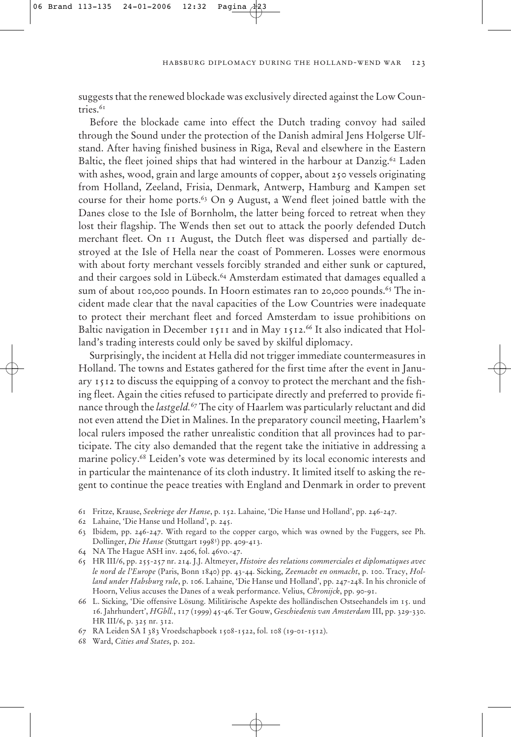suggests that the renewed blockade was exclusively directed against the Low Countries.[61]

Before the blockade came into effect the Dutch trading convoy had sailed through the Sound under the protection of the Danish admiral Jens Holgerse Ulfstand. After having finished business in Riga, Reval and elsewhere in the Eastern Baltic, the fleet joined ships that had wintered in the harbour at Danzig.[62] Laden with ashes, wood, grain and large amounts of copper, about 250 vessels originating from Holland, Zeeland, Frisia, Denmark, Antwerp, Hamburg and Kampen set course for their home ports.[63] On 9 August, a Wend fleet joined battle with the Danes close to the Isle of Bornholm, the latter being forced to retreat when they lost their flagship. The Wends then set out to attack the poorly defended Dutch merchant fleet. On 11 August, the Dutch fleet was dispersed and partially destroyed at the Isle of Hella near the coast of Pommeren. Losses were enormous with about forty merchant vessels forcibly stranded and either sunk or captured, and their cargoes sold in Lübeck.[64] Amsterdam estimated that damages equalled a sum of about 100,000 pounds. In Hoorn estimates ran to 20,000 pounds.[65] The incident made clear that the naval capacities of the Low Countries were inadequate to protect their merchant fleet and forced Amsterdam to issue prohibitions on Baltic navigation in December 1511 and in May 1512.[66] It also indicated that Holland's trading interests could only be saved by skilful diplomacy.

Surprisingly, the incident at Hella did not trigger immediate countermeasures in Holland. The towns and Estates gathered for the first time after the event in January 1512 to discuss the equipping of a convoy to protect the merchant and the fishing fleet. Again the cities refused to participate directly and preferred to provide finance through the *lastgeld.*[67] The city of Haarlem was particularly reluctant and did not even attend the Diet in Malines. In the preparatory council meeting, Haarlem's local rulers imposed the rather unrealistic condition that all provinces had to participate. The city also demanded that the regent take the initiative in addressing a marine policy.[68] Leiden's vote was determined by its local economic interests and in particular the maintenance of its cloth industry. It limited itself to asking the regent to continue the peace treaties with England and Denmark in order to prevent

61 Fritze, Krause, *Seekriege der Hanse*, p. 152. Lahaine, 'Die Hanse und Holland', pp. 246-247.

62 Lahaine, 'Die Hanse und Holland', p. 245.

63 Ibidem, pp. 246-247. With regard to the copper cargo, which was owned by the Fuggers, see Ph. Dollinger, *Die Hanse* (Stuttgart 1998[5]) pp. 409-413.

64 NA The Hague ASH inv. 2406, fol. 46vo.-47.

65 HR III/6, pp. 255-257 nr. 214. J.J. Altmeyer, *Histoire des relations commerciales et diplomatiques avec le nord de l'Europe* (Paris, Bonn 1840) pp. 43-44. Sicking, *Zeemacht en onmacht*, p. 100. Tracy, *Holland under Habsburg rule*, p. 106. Lahaine, 'Die Hanse und Holland', pp. 247-248. In his chronicle of Hoorn, Velius accuses the Danes of a weak performance. Velius, *Chronijck*, pp. 90-91.

66 L. Sicking, 'Die offensive Lösung. Militärische Aspekte des holländischen Ostseehandels im 15. und 16. Jahrhundert', *HGbll.*, 117 (1999) 45-46. Ter Gouw, *Geschiedenis van Amsterdam* III, pp. 329-330. HR III/6, p. 325 nr. 312.

67 RA Leiden SA I 383 Vroedschapboek 1508-1522, fol. 108 (19-01-1512).

68 Ward, *Cities and States*, p. 202.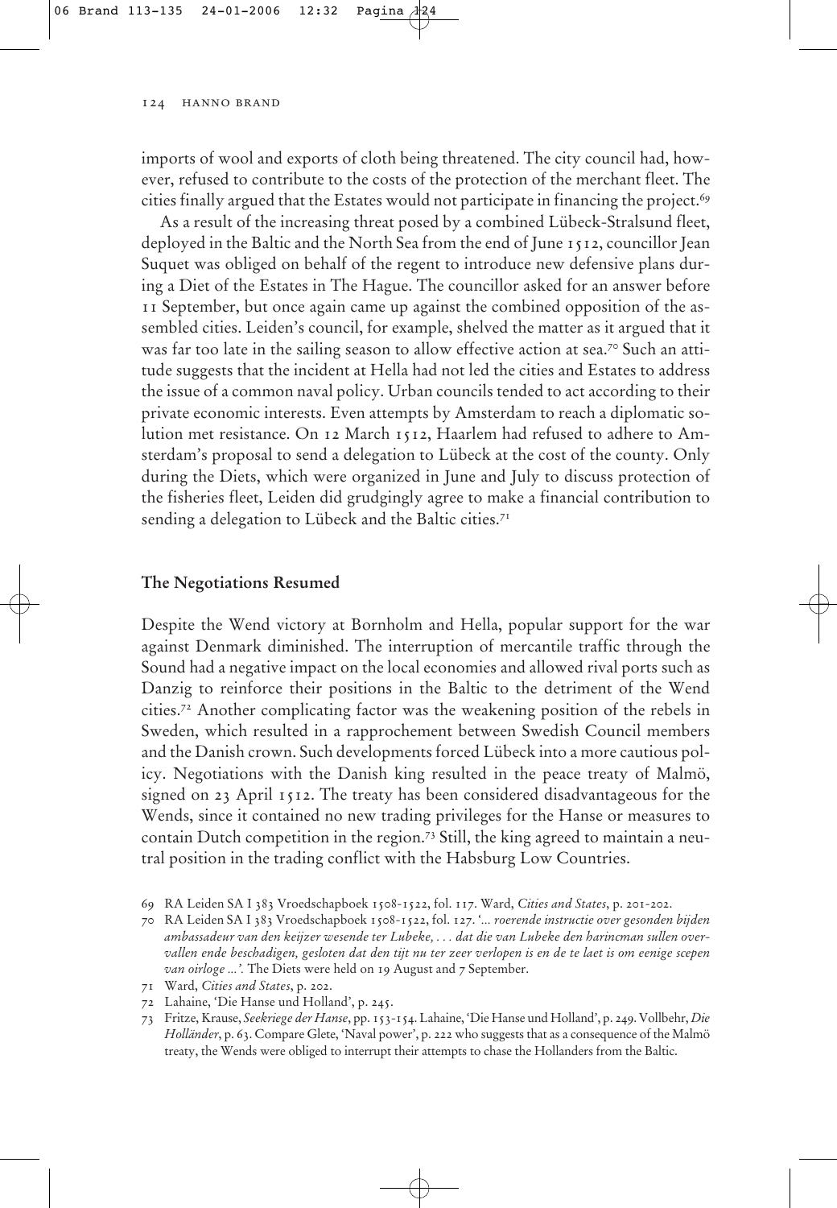imports of wool and exports of cloth being threatened. The city council had, however, refused to contribute to the costs of the protection of the merchant fleet. The cities finally argued that the Estates would not participate in financing the project.[69]

As a result of the increasing threat posed by a combined Lübeck-Stralsund fleet, deployed in the Baltic and the North Sea from the end of June 1512, councillor Jean Suquet was obliged on behalf of the regent to introduce new defensive plans during a Diet of the Estates in The Hague. The councillor asked for an answer before 11 September, but once again came up against the combined opposition of the assembled cities. Leiden's council, for example, shelved the matter as it argued that it was far too late in the sailing season to allow effective action at sea.[70] Such an attitude suggests that the incident at Hella had not led the cities and Estates to address the issue of a common naval policy. Urban councils tended to act according to their private economic interests. Even attempts by Amsterdam to reach a diplomatic solution met resistance. On 12 March 1512, Haarlem had refused to adhere to Amsterdam's proposal to send a delegation to Lübeck at the cost of the county. Only during the Diets, which were organized in June and July to discuss protection of the fisheries fleet, Leiden did grudgingly agree to make a financial contribution to sending a delegation to Lübeck and the Baltic cities.[71]

## The Negotiations Resumed

Despite the Wend victory at Bornholm and Hella, popular support for the war against Denmark diminished. The interruption of mercantile traffic through the Sound had a negative impact on the local economies and allowed rival ports such as Danzig to reinforce their positions in the Baltic to the detriment of the Wend cities.[72] Another complicating factor was the weakening position of the rebels in Sweden, which resulted in a rapprochement between Swedish Council members and the Danish crown. Such developments forced Lübeck into a more cautious policy. Negotiations with the Danish king resulted in the peace treaty of Malmö, signed on 23 April 1512. The treaty has been considered disadvantageous for the Wends, since it contained no new trading privileges for the Hanse or measures to contain Dutch competition in the region.[73] Still, the king agreed to maintain a neutral position in the trading conflict with the Habsburg Low Countries.

69 RA Leiden SA I 383 Vroedschapboek 1508-1522, fol. 117. Ward, *Cities and States*, p. 201-202.

70 RA Leiden SA I 383 Vroedschapboek 1508-1522, fol. 127. '*... roerende instructie over gesonden bijden ambassadeur van den keijzer wesende ter Lubeke, . . . dat die van Lubeke den harincman sullen overvallen ende beschadigen, gesloten dat den tijt nu ter zeer verlopen is en de te laet is om eenige scepen van oirloge ...*'. The Diets were held on 19 August and 7 September.

71 Ward, *Cities and States*, p. 202.

72 Lahaine, 'Die Hanse und Holland', p. 245.

73 Fritze, Krause, *Seekriege der Hanse*, pp. 153-154. Lahaine, 'Die Hanse und Holland', p. 249. Vollbehr, *Die Holländer*, p. 63. Compare Glete, 'Naval power', p. 222 who suggests that as a consequence of the Malmö treaty, the Wends were obliged to interrupt their attempts to chase the Hollanders from the Baltic.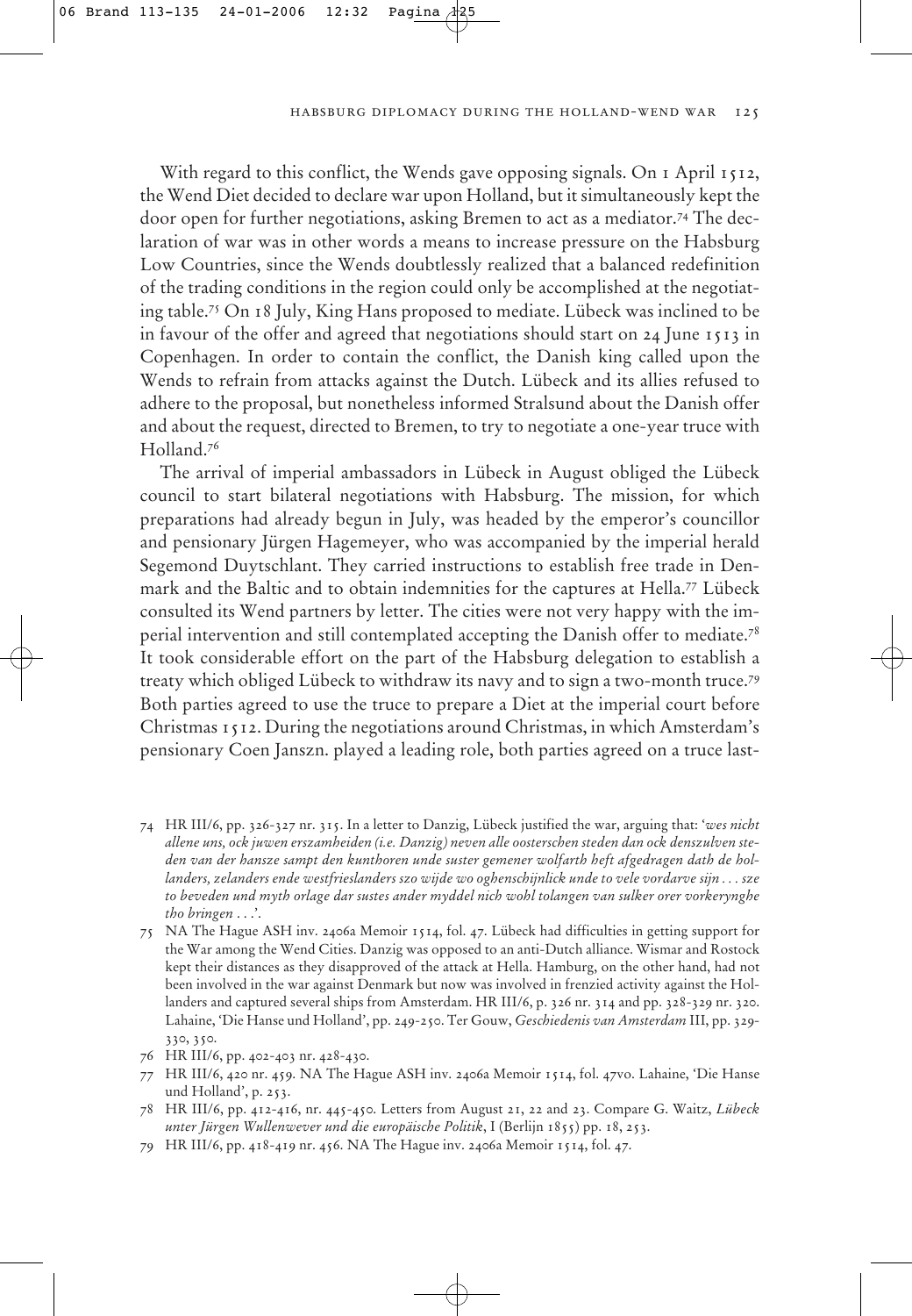With regard to this conflict, the Wends gave opposing signals. On 1 April 1512, the Wend Diet decided to declare war upon Holland, but it simultaneously kept the door open for further negotiations, asking Bremen to act as a mediator.[74] The declaration of war was in other words a means to increase pressure on the Habsburg Low Countries, since the Wends doubtlessly realized that a balanced redefinition of the trading conditions in the region could only be accomplished at the negotiating table.[75] On 18 July, King Hans proposed to mediate. Lübeck was inclined to be in favour of the offer and agreed that negotiations should start on 24 June 1513 in Copenhagen. In order to contain the conflict, the Danish king called upon the Wends to refrain from attacks against the Dutch. Lübeck and its allies refused to adhere to the proposal, but nonetheless informed Stralsund about the Danish offer and about the request, directed to Bremen, to try to negotiate a one-year truce with Holland.[76]

The arrival of imperial ambassadors in Lübeck in August obliged the Lübeck council to start bilateral negotiations with Habsburg. The mission, for which preparations had already begun in July, was headed by the emperor's councillor and pensionary Jürgen Hagemeyer, who was accompanied by the imperial herald Segemond Duytschlant. They carried instructions to establish free trade in Denmark and the Baltic and to obtain indemnities for the captures at Hella.[77] Lübeck consulted its Wend partners by letter. The cities were not very happy with the imperial intervention and still contemplated accepting the Danish offer to mediate.[78] It took considerable effort on the part of the Habsburg delegation to establish a treaty which obliged Lübeck to withdraw its navy and to sign a two-month truce.[79] Both parties agreed to use the truce to prepare a Diet at the imperial court before Christmas 1512. During the negotiations around Christmas, in which Amsterdam's pensionary Coen Janszn. played a leading role, both parties agreed on a truce last-

74 HR III/6, pp. 326-327 nr. 315. In a letter to Danzig, Lübeck justified the war, arguing that: '*wes nicht allene uns, ock juwen erszamheiden (i.e. Danzig) neven alle oosterschen steden dan ock denszulven steden van der hansze sampt den kunthoren unde suster gemener wolfarth heft afgedragen dath de hollanders, zelanders ende westfrieslanders szo wijde wo oghenschijnlick unde to vele vordarve sijn . . . sze to beveden und myth orlage dar sustes ander myddel nich wohl tolangen van sulker orer vorkeryinghe tho bringen . . .*'.

75 NA The Hague ASH inv. 2406a Memoir 1514, fol. 47. Lübeck had difficulties in getting support for the War among the Wend Cities. Danzig was opposed to an anti-Dutch alliance. Wismar and Rostock kept their distances as they disapproved of the attack at Hella. Hamburg, on the other hand, had not been involved in the war against Denmark but now was involved in frenzied activity against the Hollanders and captured several ships from Amsterdam. HR III/6, p. 326 nr. 314 and pp. 328-329 nr. 320. Lahaine, 'Die Hanse und Holland', pp. 249-250. Ter Gouw, *Geschiedenis van Amsterdam* III, pp. 329-330, 350.

76 HR III/6, pp. 402-403 nr. 428-430.

77 HR III/6, 420 nr. 459. NA The Hague ASH inv. 2406a Memoir 1514, fol. 47vo. Lahaine, 'Die Hanse und Holland', p. 253.

78 HR III/6, pp. 412-416, nr. 445-450. Letters from August 21, 22 and 23. Compare G. Waitz, *Lübeck unter Jürgen Wullenwever und die europäische Politik*, I (Berlijn 1855) pp. 18, 253.

79 HR III/6, pp. 418-419 nr. 456. NA The Hague inv. 2406a Memoir 1514, fol. 47.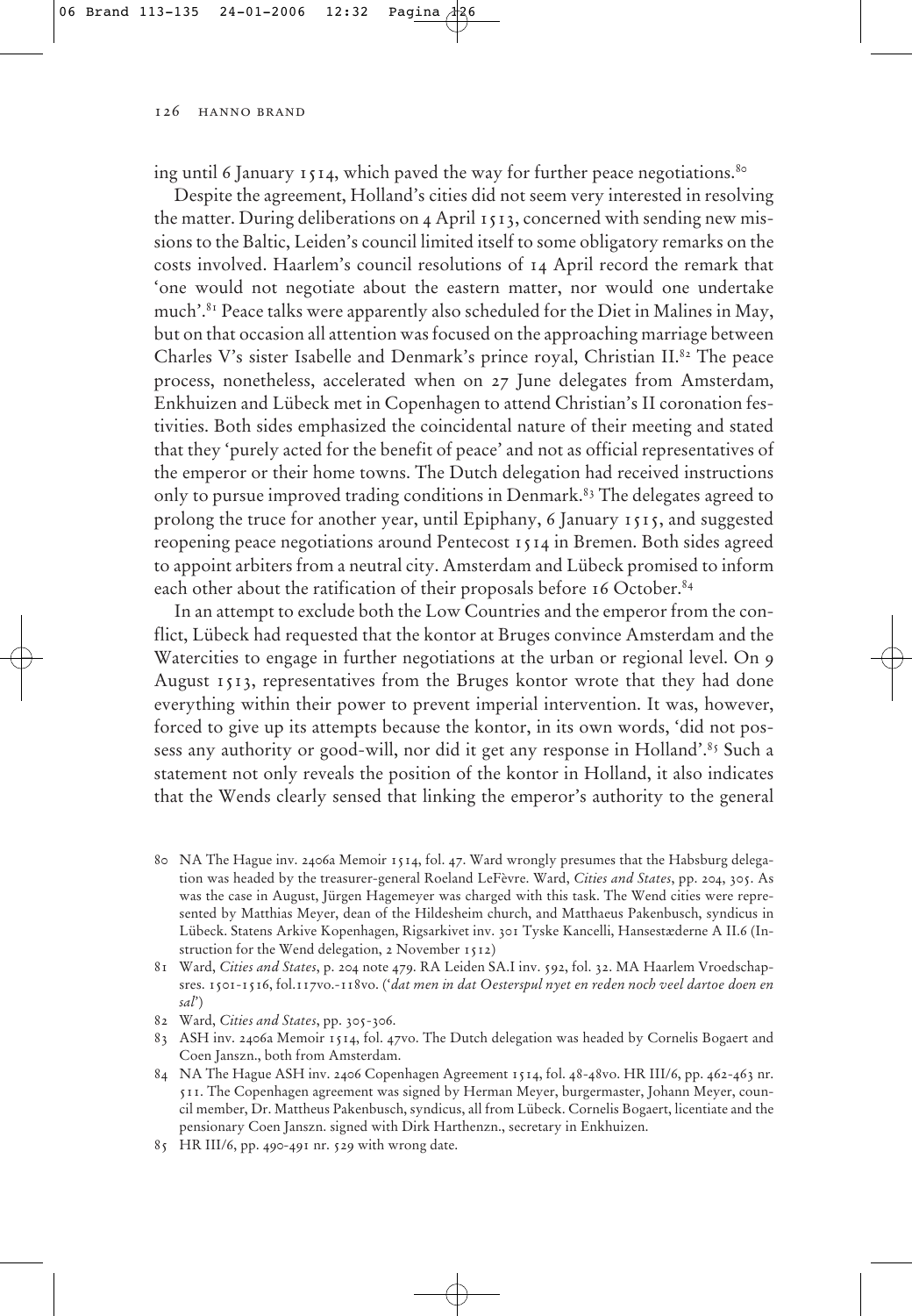ing until 6 January 1514, which paved the way for further peace negotiations.[80]

Despite the agreement, Holland's cities did not seem very interested in resolving the matter. During deliberations on 4 April 1513, concerned with sending new missions to the Baltic, Leiden's council limited itself to some obligatory remarks on the costs involved. Haarlem's council resolutions of 14 April record the remark that 'one would not negotiate about the eastern matter, nor would one undertake much'.[81] Peace talks were apparently also scheduled for the Diet in Malines in May, but on that occasion all attention was focused on the approaching marriage between Charles V's sister Isabelle and Denmark's prince royal, Christian II.[82] The peace process, nonetheless, accelerated when on 27 June delegates from Amsterdam, Enkhuizen and Lübeck met in Copenhagen to attend Christian's II coronation festivities. Both sides emphasized the coincidental nature of their meeting and stated that they 'purely acted for the benefit of peace' and not as official representatives of the emperor or their home towns. The Dutch delegation had received instructions only to pursue improved trading conditions in Denmark.[83] The delegates agreed to prolong the truce for another year, until Epiphany, 6 January 1515, and suggested reopening peace negotiations around Pentecost 1514 in Bremen. Both sides agreed to appoint arbiters from a neutral city. Amsterdam and Lübeck promised to inform each other about the ratification of their proposals before 16 October.[84]

In an attempt to exclude both the Low Countries and the emperor from the conflict, Lübeck had requested that the kontor at Bruges convince Amsterdam and the Watercities to engage in further negotiations at the urban or regional level. On 9 August 1513, representatives from the Bruges kontor wrote that they had done everything within their power to prevent imperial intervention. It was, however, forced to give up its attempts because the kontor, in its own words, 'did not possess any authority or good-will, nor did it get any response in Holland'.[85] Such a statement not only reveals the position of the kontor in Holland, it also indicates that the Wends clearly sensed that linking the emperor's authority to the general

80 NA The Hague inv. 2406a Memoir 1514, fol. 47. Ward wrongly presumes that the Habsburg delegation was headed by the treasurer-general Roeland LeFèvre. Ward, *Cities and States*, pp. 204, 305. As was the case in August, Jürgen Hagemeyer was charged with this task. The Wend cities were represented by Matthias Meyer, dean of the Hildesheim church, and Matthaeus Pakenbusch, syndicus in Lübeck. Statens Arkive Kopenhagen, Rigsarkivet inv. 301 Tyske Kancelli, Hansestæderne A II.6 (Instruction for the Wend delegation, 2 November 1512)

81 Ward, *Cities and States*, p. 204 note 479. RA Leiden SA.I inv. 592, fol. 32. MA Haarlem Vroedschapsres. 1501-1516, fol.117vo.-118vo. ('*dat men in dat Oesterspul nyet en reden noch veel dartoe doen en sal*')

82 Ward, *Cities and States*, pp. 305-306.

83 ASH inv. 2406a Memoir 1514, fol. 47vo. The Dutch delegation was headed by Cornelis Bogaert and Coen Janszn., both from Amsterdam.

84 NA The Hague ASH inv. 2406 Copenhagen Agreement 1514, fol. 48-48vo. HR III/6, pp. 462-463 nr. 511. The Copenhagen agreement was signed by Herman Meyer, burgermaster, Johann Meyer, council member, Dr. Mattheus Pakenbusch, syndicus, all from Lübeck. Cornelis Bogaert, licentiate and the pensionary Coen Janszn. signed with Dirk Harthenzn., secretary in Enkhuizen.

85 HR III/6, pp. 490-491 nr. 529 with wrong date.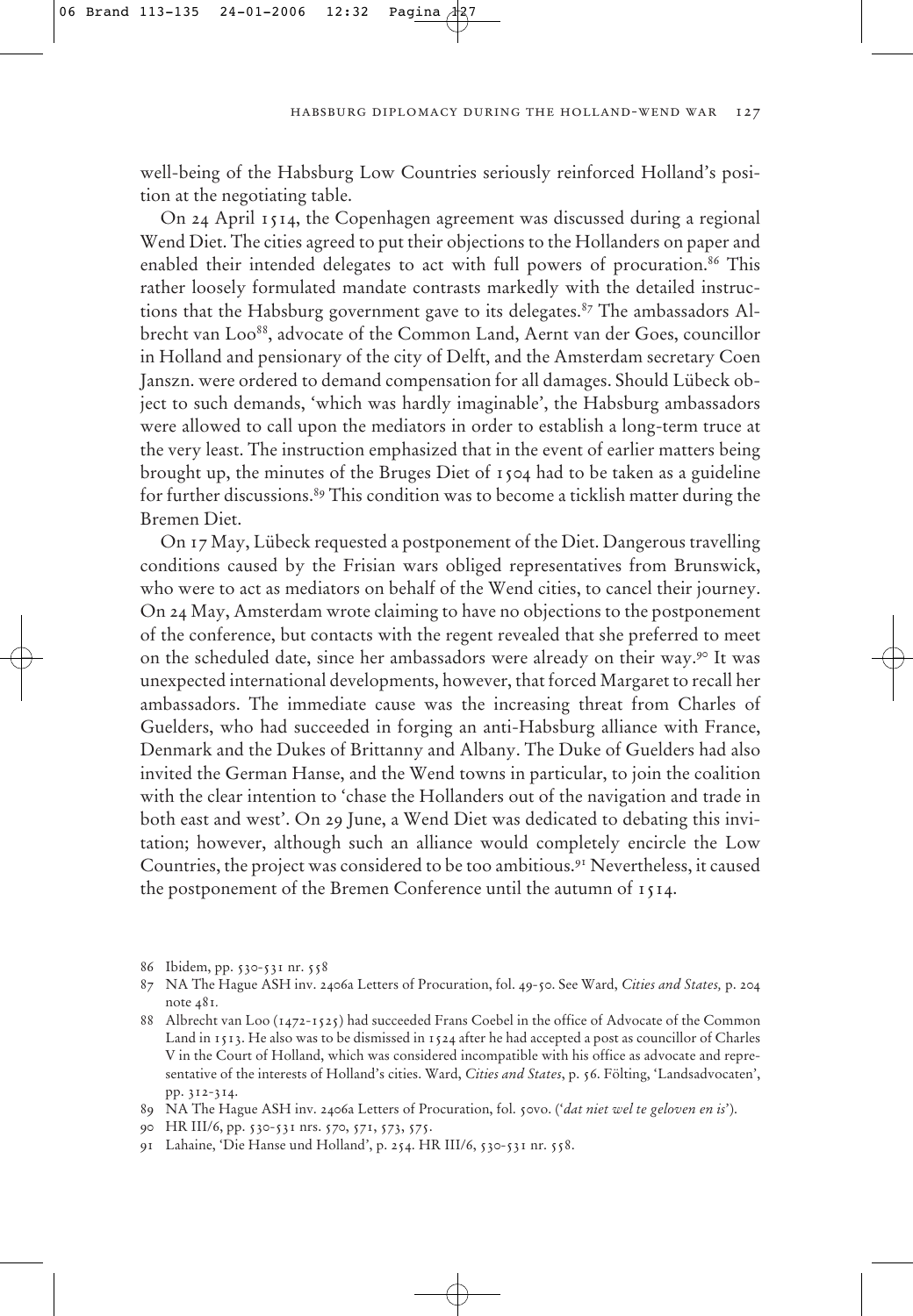well-being of the Habsburg Low Countries seriously reinforced Holland's position at the negotiating table.

On 24 April 1514, the Copenhagen agreement was discussed during a regional Wend Diet. The cities agreed to put their objections to the Hollanders on paper and enabled their intended delegates to act with full powers of procuration.[86] This rather loosely formulated mandate contrasts markedly with the detailed instructions that the Habsburg government gave to its delegates.[87] The ambassadors Albrecht van Loo[88], advocate of the Common Land, Aernt van der Goes, councillor in Holland and pensionary of the city of Delft, and the Amsterdam secretary Coen Janszn. were ordered to demand compensation for all damages. Should Lübeck object to such demands, 'which was hardly imaginable', the Habsburg ambassadors were allowed to call upon the mediators in order to establish a long-term truce at the very least. The instruction emphasized that in the event of earlier matters being brought up, the minutes of the Bruges Diet of 1504 had to be taken as a guideline for further discussions.[89] This condition was to become a ticklish matter during the Bremen Diet.

On 17 May, Lübeck requested a postponement of the Diet. Dangerous travelling conditions caused by the Frisian wars obliged representatives from Brunswick, who were to act as mediators on behalf of the Wend cities, to cancel their journey. On 24 May, Amsterdam wrote claiming to have no objections to the postponement of the conference, but contacts with the regent revealed that she preferred to meet on the scheduled date, since her ambassadors were already on their way.[90] It was unexpected international developments, however, that forced Margaret to recall her ambassadors. The immediate cause was the increasing threat from Charles of Guelders, who had succeeded in forging an anti-Habsburg alliance with France, Denmark and the Dukes of Brittanny and Albany. The Duke of Guelders had also invited the German Hanse, and the Wend towns in particular, to join the coalition with the clear intention to 'chase the Hollanders out of the navigation and trade in both east and west'. On 29 June, a Wend Diet was dedicated to debating this invitation; however, although such an alliance would completely encircle the Low Countries, the project was considered to be too ambitious.[91] Nevertheless, it caused the postponement of the Bremen Conference until the autumn of 1514.

86 Ibidem, pp. 530-531 nr. 558

87 NA The Hague ASH inv. 2406a Letters of Procuration, fol. 49-50. See Ward, *Cities and States,* p. 204 note 481.

88 Albrecht van Loo (1472-1525) had succeeded Frans Coebel in the office of Advocate of the Common Land in 1513. He also was to be dismissed in 1524 after he had accepted a post as councillor of Charles V in the Court of Holland, which was considered incompatible with his office as advocate and representative of the interests of Holland's cities. Ward, *Cities and States*, p. 56. Fölting, 'Landsadvocaten', pp. 312-314.

89 NA The Hague ASH inv. 2406a Letters of Procuration, fol. 50vo. ('*dat niet wel te geloven en is*').

90 HR III/6, pp. 530-531 nrs. 570, 571, 573, 575.

91 Lahaine, 'Die Hanse und Holland', p. 254. HR III/6, 530-531 nr. 558.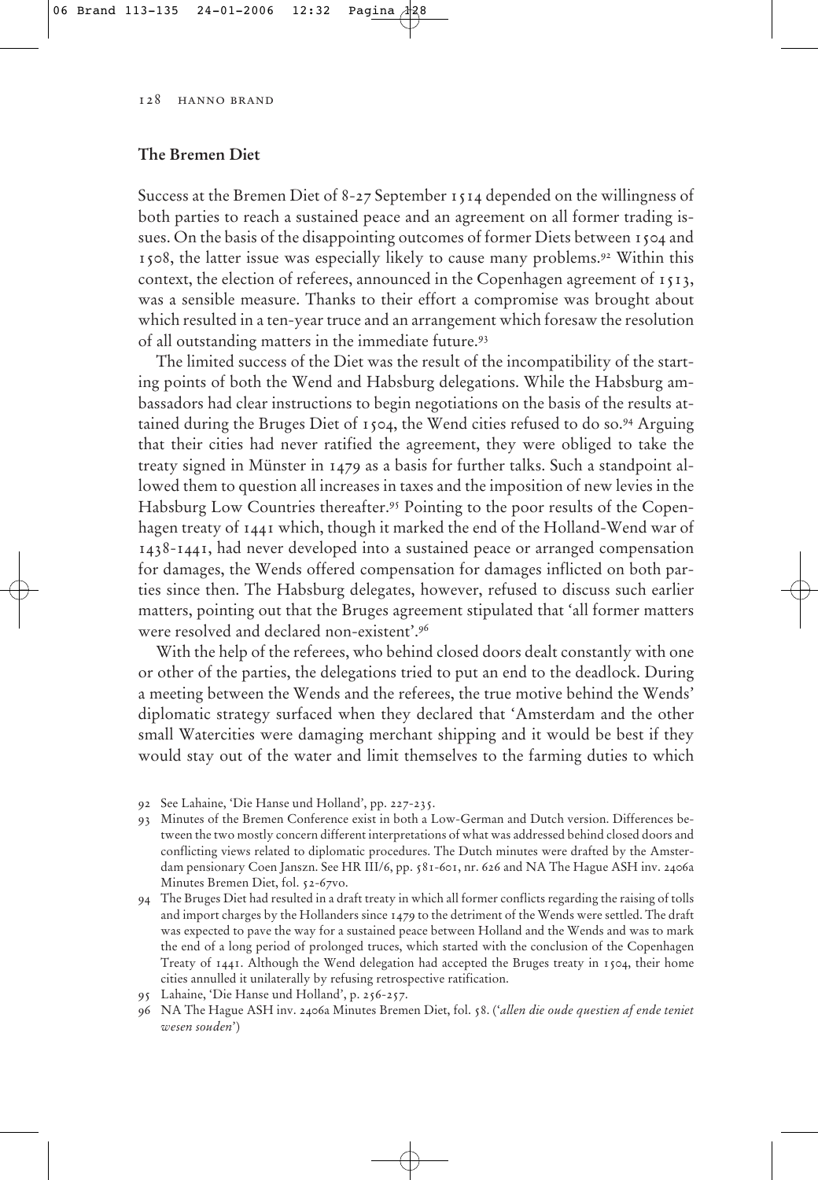## The Bremen Diet

Success at the Bremen Diet of 8-27 September 1514 depended on the willingness of both parties to reach a sustained peace and an agreement on all former trading issues. On the basis of the disappointing outcomes of former Diets between 1504 and 1508, the latter issue was especially likely to cause many problems.[92] Within this context, the election of referees, announced in the Copenhagen agreement of 1513, was a sensible measure. Thanks to their effort a compromise was brought about which resulted in a ten-year truce and an arrangement which foresaw the resolution of all outstanding matters in the immediate future.[93]

The limited success of the Diet was the result of the incompatibility of the starting points of both the Wend and Habsburg delegations. While the Habsburg ambassadors had clear instructions to begin negotiations on the basis of the results attained during the Bruges Diet of 1504, the Wend cities refused to do so.[94] Arguing that their cities had never ratified the agreement, they were obliged to take the treaty signed in Münster in 1479 as a basis for further talks. Such a standpoint allowed them to question all increases in taxes and the imposition of new levies in the Habsburg Low Countries thereafter.[95] Pointing to the poor results of the Copenhagen treaty of 1441 which, though it marked the end of the Holland-Wend war of 1438-1441, had never developed into a sustained peace or arranged compensation for damages, the Wends offered compensation for damages inflicted on both parties since then. The Habsburg delegates, however, refused to discuss such earlier matters, pointing out that the Bruges agreement stipulated that 'all former matters were resolved and declared non-existent'.[96]

With the help of the referees, who behind closed doors dealt constantly with one or other of the parties, the delegations tried to put an end to the deadlock. During a meeting between the Wends and the referees, the true motive behind the Wends' diplomatic strategy surfaced when they declared that 'Amsterdam and the other small Watercities were damaging merchant shipping and it would be best if they would stay out of the water and limit themselves to the farming duties to which

92 See Lahaine, 'Die Hanse und Holland', pp. 227-235.

93 Minutes of the Bremen Conference exist in both a Low-German and Dutch version. Differences between the two mostly concern different interpretations of what was addressed behind closed doors and conflicting views related to diplomatic procedures. The Dutch minutes were drafted by the Amsterdam pensionary Coen Janszn. See HR III/6, pp. 581-601, nr. 626 and NA The Hague ASH inv. 2406a Minutes Bremen Diet, fol. 52-67vo.

94 The Bruges Diet had resulted in a draft treaty in which all former conflicts regarding the raising of tolls and import charges by the Hollanders since 1479 to the detriment of the Wends were settled. The draft was expected to pave the way for a sustained peace between Holland and the Wends and was to mark the end of a long period of prolonged truces, which started with the conclusion of the Copenhagen Treaty of 1441. Although the Wend delegation had accepted the Bruges treaty in 1504, their home cities annulled it unilaterally by refusing retrospective ratification.

95 Lahaine, 'Die Hanse und Holland', p. 256-257.

96 NA The Hague ASH inv. 2406a Minutes Bremen Diet, fol. 58. ('*allen die oude questien af ende teniet wesen souden*')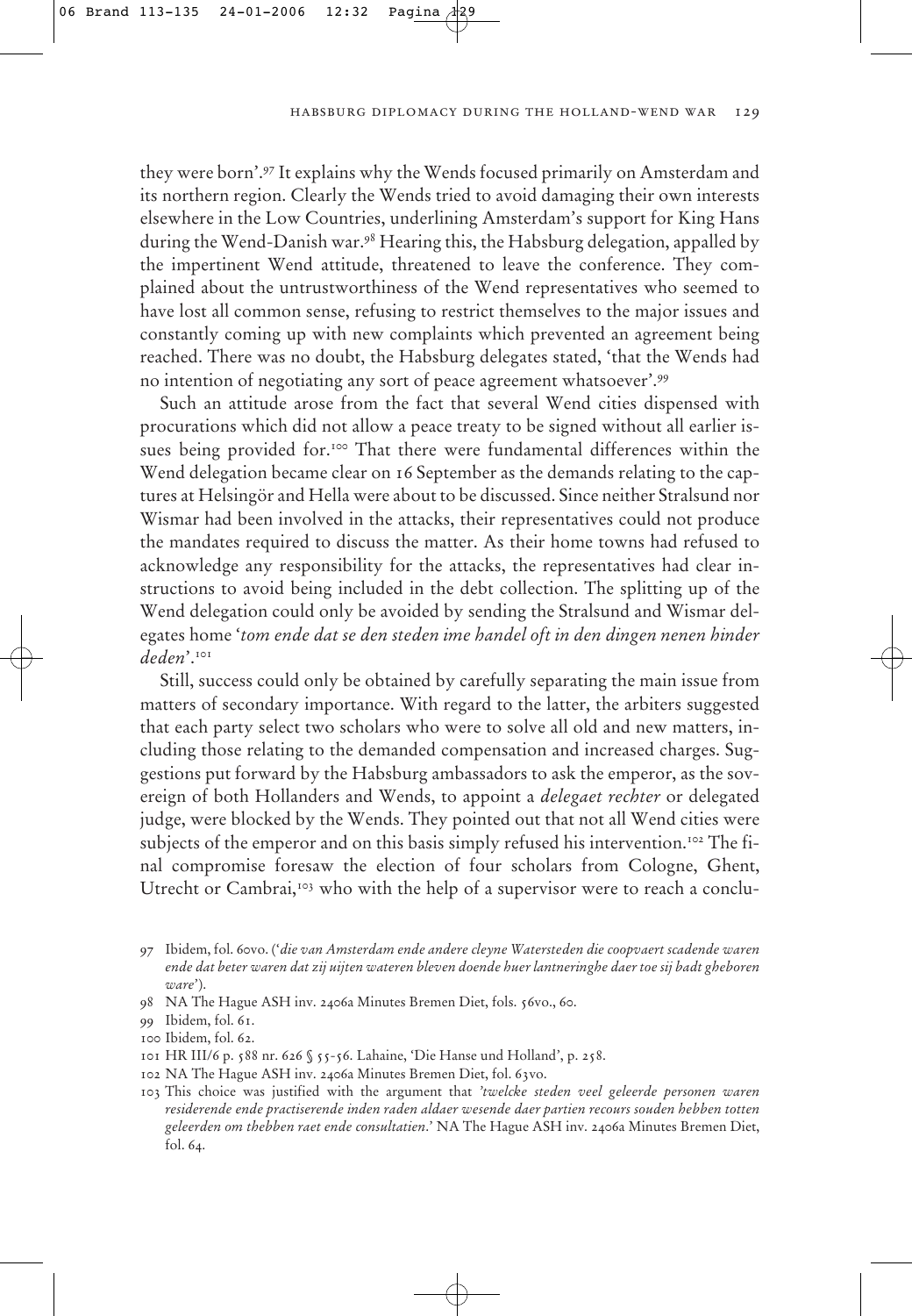they were born'.[97] It explains why the Wends focused primarily on Amsterdam and its northern region. Clearly the Wends tried to avoid damaging their own interests elsewhere in the Low Countries, underlining Amsterdam's support for King Hans during the Wend-Danish war.[98] Hearing this, the Habsburg delegation, appalled by the impertinent Wend attitude, threatened to leave the conference. They complained about the untrustworthiness of the Wend representatives who seemed to have lost all common sense, refusing to restrict themselves to the major issues and constantly coming up with new complaints which prevented an agreement being reached. There was no doubt, the Habsburg delegates stated, 'that the Wends had no intention of negotiating any sort of peace agreement whatsoever'.[99]

Such an attitude arose from the fact that several Wend cities dispensed with procurations which did not allow a peace treaty to be signed without all earlier issues being provided for.[100] That there were fundamental differences within the Wend delegation became clear on 16 September as the demands relating to the captures at Helsingör and Hella were about to be discussed. Since neither Stralsund nor Wismar had been involved in the attacks, their representatives could not produce the mandates required to discuss the matter. As their home towns had refused to acknowledge any responsibility for the attacks, the representatives had clear instructions to avoid being included in the debt collection. The splitting up of the Wend delegation could only be avoided by sending the Stralsund and Wismar delegates home '*tom ende dat se den steden ime handel oft in den dingen nenen hinder deden*'.[101]

Still, success could only be obtained by carefully separating the main issue from matters of secondary importance. With regard to the latter, the arbiters suggested that each party select two scholars who were to solve all old and new matters, including those relating to the demanded compensation and increased charges. Suggestions put forward by the Habsburg ambassadors to ask the emperor, as the sovereign of both Hollanders and Wends, to appoint a *delegaet rechter* or delegated judge, were blocked by the Wends. They pointed out that not all Wend cities were subjects of the emperor and on this basis simply refused his intervention.[102] The final compromise foresaw the election of four scholars from Cologne, Ghent, Utrecht or Cambrai,[103] who with the help of a supervisor were to reach a conclu-

97 Ibidem, fol. 60vo. ('*die van Amsterdam ende andere cleyne Watersteden die coopvaert scadende waren ende dat beter waren dat zij uijten wateren bleven doende huer lantneringhe daer toe sij badt gheboren ware*').

98 NA The Hague ASH inv. 2406a Minutes Bremen Diet, fols. 56vo., 60.

99 Ibidem, fol. 61.

100 Ibidem, fol. 62.

101 HR III/6 p. 588 nr. 626 § 55-56. Lahaine, 'Die Hanse und Holland', p. 258.

102 NA The Hague ASH inv. 2406a Minutes Bremen Diet, fol. 63vo.

103 This choice was justified with the argument that *'twelcke steden veel geleerde personen waren residerende ende practiserende inden raden aldaer wesende daer partien recours souden hebben totten geleerden om thebben raet ende consultatien.'* NA The Hague ASH inv. 2406a Minutes Bremen Diet, fol. 64.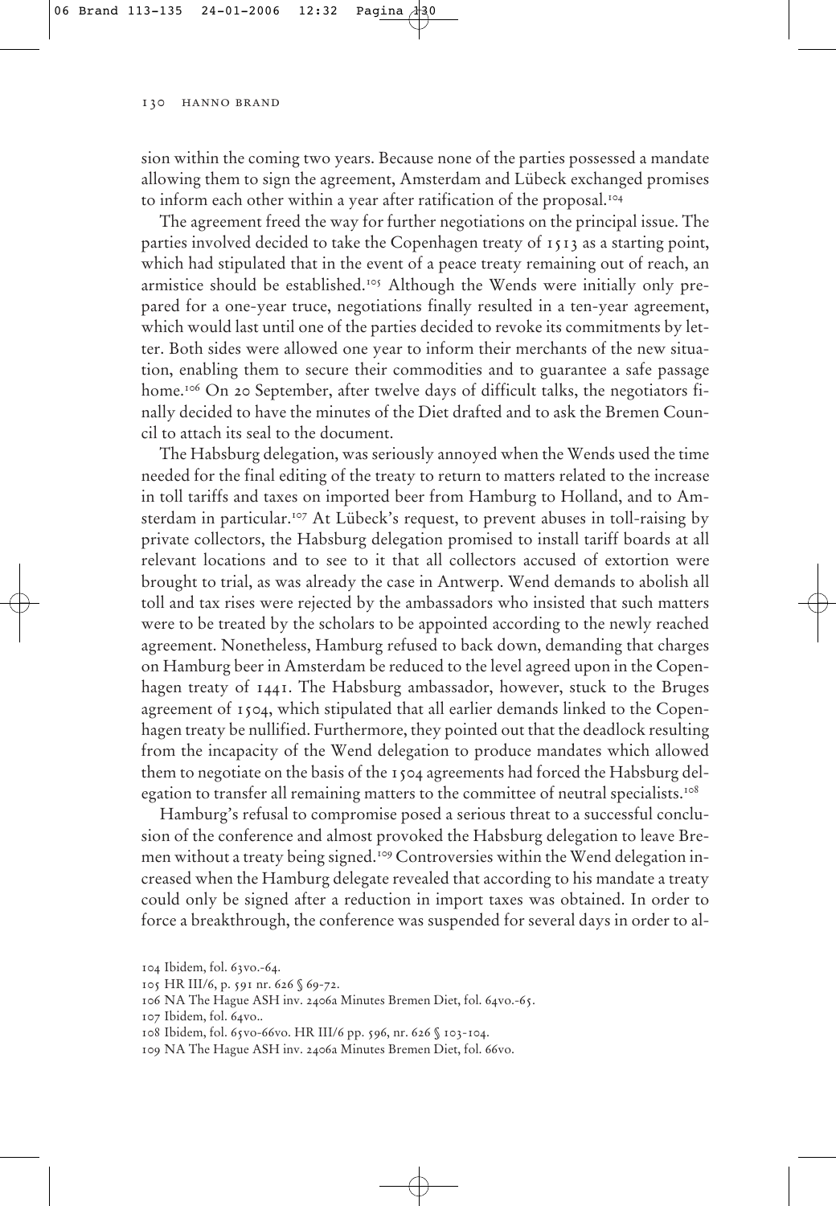sion within the coming two years. Because none of the parties possessed a mandate allowing them to sign the agreement, Amsterdam and Lübeck exchanged promises to inform each other within a year after ratification of the proposal.[104]

The agreement freed the way for further negotiations on the principal issue. The parties involved decided to take the Copenhagen treaty of 1513 as a starting point, which had stipulated that in the event of a peace treaty remaining out of reach, an armistice should be established.[105] Although the Wends were initially only prepared for a one-year truce, negotiations finally resulted in a ten-year agreement, which would last until one of the parties decided to revoke its commitments by letter. Both sides were allowed one year to inform their merchants of the new situation, enabling them to secure their commodities and to guarantee a safe passage home.[106] On 20 September, after twelve days of difficult talks, the negotiators finally decided to have the minutes of the Diet drafted and to ask the Bremen Council to attach its seal to the document.

The Habsburg delegation, was seriously annoyed when the Wends used the time needed for the final editing of the treaty to return to matters related to the increase in toll tariffs and taxes on imported beer from Hamburg to Holland, and to Amsterdam in particular.[107] At Lübeck's request, to prevent abuses in toll-raising by private collectors, the Habsburg delegation promised to install tariff boards at all relevant locations and to see to it that all collectors accused of extortion were brought to trial, as was already the case in Antwerp. Wend demands to abolish all toll and tax rises were rejected by the ambassadors who insisted that such matters were to be treated by the scholars to be appointed according to the newly reached agreement. Nonetheless, Hamburg refused to back down, demanding that charges on Hamburg beer in Amsterdam be reduced to the level agreed upon in the Copenhagen treaty of 1441. The Habsburg ambassador, however, stuck to the Bruges agreement of 1504, which stipulated that all earlier demands linked to the Copenhagen treaty be nullified. Furthermore, they pointed out that the deadlock resulting from the incapacity of the Wend delegation to produce mandates which allowed them to negotiate on the basis of the 1504 agreements had forced the Habsburg delegation to transfer all remaining matters to the committee of neutral specialists.[108]

Hamburg's refusal to compromise posed a serious threat to a successful conclusion of the conference and almost provoked the Habsburg delegation to leave Bremen without a treaty being signed.[109] Controversies within the Wend delegation increased when the Hamburg delegate revealed that according to his mandate a treaty could only be signed after a reduction in import taxes was obtained. In order to force a breakthrough, the conference was suspended for several days in order to al-

104 Ibidem, fol. 63vo.-64.

105 HR III/6, p. 591 nr. 626 § 69-72.

106 NA The Hague ASH inv. 2406a Minutes Bremen Diet, fol. 64vo.-65.

107 Ibidem, fol. 64vo..

108 Ibidem, fol. 65vo-66vo. HR III/6 pp. 596, nr. 626 § 103-104.

109 NA The Hague ASH inv. 2406a Minutes Bremen Diet, fol. 66vo.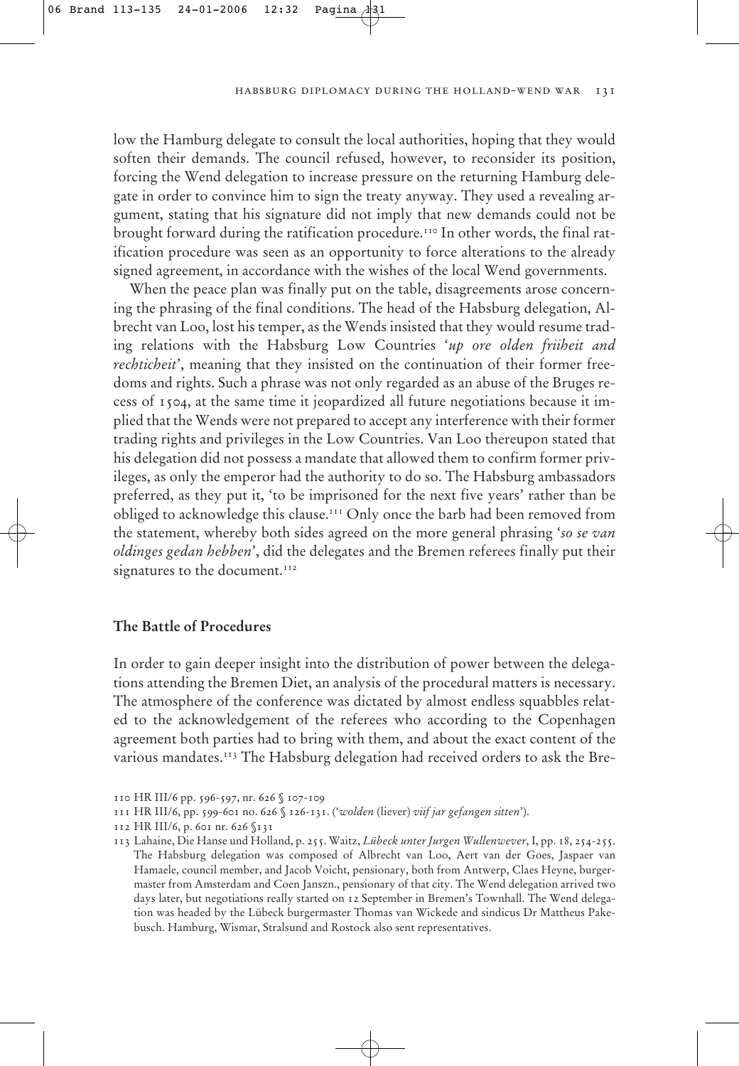low the Hamburg delegate to consult the local authorities, hoping that they would soften their demands. The council refused, however, to reconsider its position, forcing the Wend delegation to increase pressure on the returning Hamburg delegate in order to convince him to sign the treaty anyway. They used a revealing argument, stating that his signature did not imply that new demands could not be brought forward during the ratification procedure.[110] In other words, the final ratification procedure was seen as an opportunity to force alterations to the already signed agreement, in accordance with the wishes of the local Wend governments.

When the peace plan was finally put on the table, disagreements arose concerning the phrasing of the final conditions. The head of the Habsburg delegation, Albrecht van Loo, lost his temper, as the Wends insisted that they would resume trading relations with the Habsburg Low Countries '*up ore olden früheit and rechticheit*', meaning that they insisted on the continuation of their former freedoms and rights. Such a phrase was not only regarded as an abuse of the Bruges recess of 1504, at the same time it jeopardized all future negotiations because it implied that the Wends were not prepared to accept any interference with their former trading rights and privileges in the Low Countries. Van Loo thereupon stated that his delegation did not possess a mandate that allowed them to confirm former privileges, as only the emperor had the authority to do so. The Habsburg ambassadors preferred, as they put it, 'to be imprisoned for the next five years' rather than be obliged to acknowledge this clause.[111] Only once the barb had been removed from the statement, whereby both sides agreed on the more general phrasing '*so se van oldinges gedan hebben*', did the delegates and the Bremen referees finally put their signatures to the document.[112]

## The Battle of Procedures

In order to gain deeper insight into the distribution of power between the delegations attending the Bremen Diet, an analysis of the procedural matters is necessary. The atmosphere of the conference was dictated by almost endless squabbles related to the acknowledgement of the referees who according to the Copenhagen agreement both parties had to bring with them, and about the exact content of the various mandates.[113] The Habsburg delegation had received orders to ask the Bre-

110 HR III/6 pp. 596-597, nr. 626 § 107-109

111 HR III/6, pp. 599-601 no. 626 § 126-131. ('*wolden* (liever) *viif jar gefangen sitten*').

112 HR III/6, p. 601 nr. 626 §131

113 Lahaine, Die Hanse und Holland, p. 255. Waitz, *Lübeck unter Jurgen Wullenwever*, I, pp. 18, 254-255. The Habsburg delegation was composed of Albrecht van Loo, Aert van der Goes, Jaspaer van Hamaele, council member, and Jacob Voicht, pensionary, both from Antwerp, Claes Heyne, burgermaster from Amsterdam and Coen Janszn., pensionary of that city. The Wend delegation arrived two days later, but negotiations really started on 12 September in Bremen's Townhall. The Wend delegation was headed by the Lübeck burgermaster Thomas van Wickede and sindicus Dr Mattheus Pakebusch. Hamburg, Wismar, Stralsund and Rostock also sent representatives.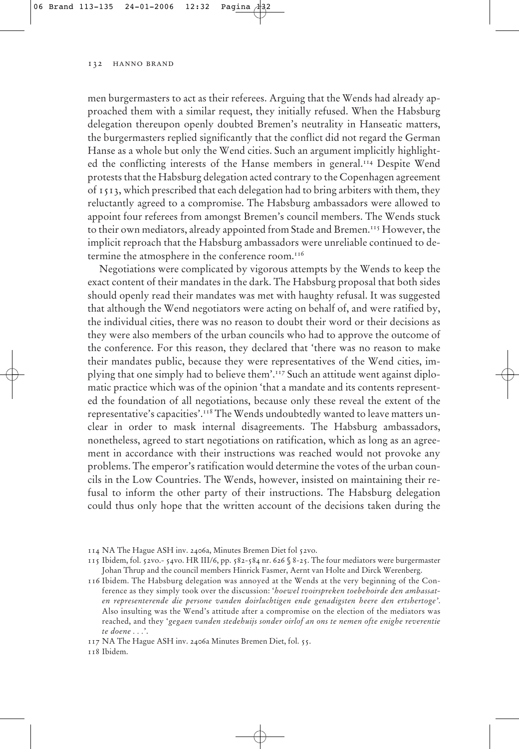men burgermasters to act as their referees. Arguing that the Wends had already approached them with a similar request, they initially refused. When the Habsburg delegation thereupon openly doubted Bremen's neutrality in Hanseatic matters, the burgermasters replied significantly that the conflict did not regard the German Hanse as a whole but only the Wend cities. Such an argument implicitly highlighted the conflicting interests of the Hanse members in general.[114] Despite Wend protests that the Habsburg delegation acted contrary to the Copenhagen agreement of 1513, which prescribed that each delegation had to bring arbiters with them, they reluctantly agreed to a compromise. The Habsburg ambassadors were allowed to appoint four referees from amongst Bremen's council members. The Wends stuck to their own mediators, already appointed from Stade and Bremen.[115] However, the implicit reproach that the Habsburg ambassadors were unreliable continued to determine the atmosphere in the conference room.[116]

Negotiations were complicated by vigorous attempts by the Wends to keep the exact content of their mandates in the dark. The Habsburg proposal that both sides should openly read their mandates was met with haughty refusal. It was suggested that although the Wend negotiators were acting on behalf of, and were ratified by, the individual cities, there was no reason to doubt their word or their decisions as they were also members of the urban councils who had to approve the outcome of the conference. For this reason, they declared that 'there was no reason to make their mandates public, because they were representatives of the Wend cities, implying that one simply had to believe them'.[117] Such an attitude went against diplomatic practice which was of the opinion 'that a mandate and its contents represented the foundation of all negotiations, because only these reveal the extent of the representative's capacities'.[118] The Wends undoubtedly wanted to leave matters unclear in order to mask internal disagreements. The Habsburg ambassadors, nonetheless, agreed to start negotiations on ratification, which as long as an agreement in accordance with their instructions was reached would not provoke any problems. The emperor's ratification would determine the votes of the urban councils in the Low Countries. The Wends, however, insisted on maintaining their refusal to inform the other party of their instructions. The Habsburg delegation could thus only hope that the written account of the decisions taken during the

114 NA The Hague ASH inv. 2406a, Minutes Bremen Diet fol 52vo.

115 Ibidem, fol. 52vo.- 54vo. HR III/6, pp. 582-584 nr. 626 § 8-25. The four mediators were burgermaster Johan Thrup and the council members Hinrick Fasmer, Aernt van Holte and Dirck Werenberg.

116 Ibidem. The Habsburg delegation was annoyed at the Wends at the very beginning of the Conference as they simply took over the discussion: '*hoewel tvoirspreken toebehoirde den ambassaten representerende die persone vanden doirluchtigen ende genadigsten heere den ertshertoge*'. Also insulting was the Wend's attitude after a compromise on the election of the mediators was reached, and they '*gegaen vanden stedehuijs sonder oirlof an ons te nemen ofte enighe reverentie te doene . . .*'.

117 NA The Hague ASH inv. 2406a Minutes Bremen Diet, fol. 55.

118 Ibidem.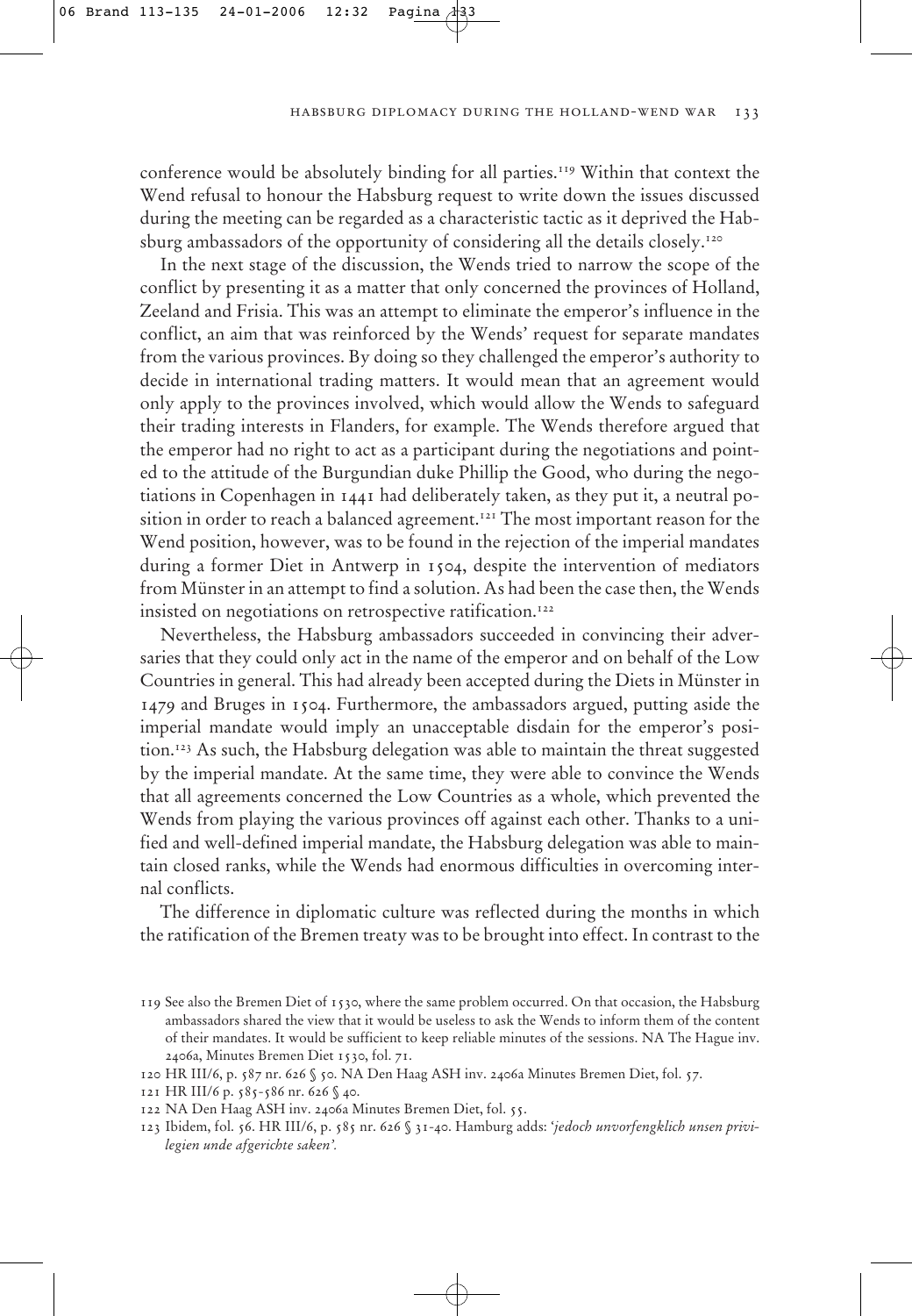conference would be absolutely binding for all parties.[119] Within that context the Wend refusal to honour the Habsburg request to write down the issues discussed during the meeting can be regarded as a characteristic tactic as it deprived the Habsburg ambassadors of the opportunity of considering all the details closely.[120]

In the next stage of the discussion, the Wends tried to narrow the scope of the conflict by presenting it as a matter that only concerned the provinces of Holland, Zeeland and Frisia. This was an attempt to eliminate the emperor's influence in the conflict, an aim that was reinforced by the Wends' request for separate mandates from the various provinces. By doing so they challenged the emperor's authority to decide in international trading matters. It would mean that an agreement would only apply to the provinces involved, which would allow the Wends to safeguard their trading interests in Flanders, for example. The Wends therefore argued that the emperor had no right to act as a participant during the negotiations and pointed to the attitude of the Burgundian duke Phillip the Good, who during the negotiations in Copenhagen in 1441 had deliberately taken, as they put it, a neutral position in order to reach a balanced agreement.[121] The most important reason for the Wend position, however, was to be found in the rejection of the imperial mandates during a former Diet in Antwerp in 1504, despite the intervention of mediators from Münster in an attempt to find a solution. As had been the case then, the Wends insisted on negotiations on retrospective ratification.[122]

Nevertheless, the Habsburg ambassadors succeeded in convincing their adversaries that they could only act in the name of the emperor and on behalf of the Low Countries in general. This had already been accepted during the Diets in Münster in 1479 and Bruges in 1504. Furthermore, the ambassadors argued, putting aside the imperial mandate would imply an unacceptable disdain for the emperor's position.[123] As such, the Habsburg delegation was able to maintain the threat suggested by the imperial mandate. At the same time, they were able to convince the Wends that all agreements concerned the Low Countries as a whole, which prevented the Wends from playing the various provinces off against each other. Thanks to a unified and well-defined imperial mandate, the Habsburg delegation was able to maintain closed ranks, while the Wends had enormous difficulties in overcoming internal conflicts.

The difference in diplomatic culture was reflected during the months in which the ratification of the Bremen treaty was to be brought into effect. In contrast to the

---

119 See also the Bremen Diet of 1530, where the same problem occurred. On that occasion, the Habsburg ambassadors shared the view that it would be useless to ask the Wends to inform them of the content of their mandates. It would be sufficient to keep reliable minutes of the sessions. NA The Hague inv. 2406a, Minutes Bremen Diet 1530, fol. 71.

120 HR III/6, p. 587 nr. 626 § 50. NA Den Haag ASH inv. 2406a Minutes Bremen Diet, fol. 57.

121 HR III/6 p. 585-586 nr. 626 § 40.

122 NA Den Haag ASH inv. 2406a Minutes Bremen Diet, fol. 55.

123 Ibidem, fol. 56. HR III/6, p. 585 nr. 626 § 31-40. Hamburg adds: '*jedoch unvorfengklich unsen privilegien unde afgerichte saken*'.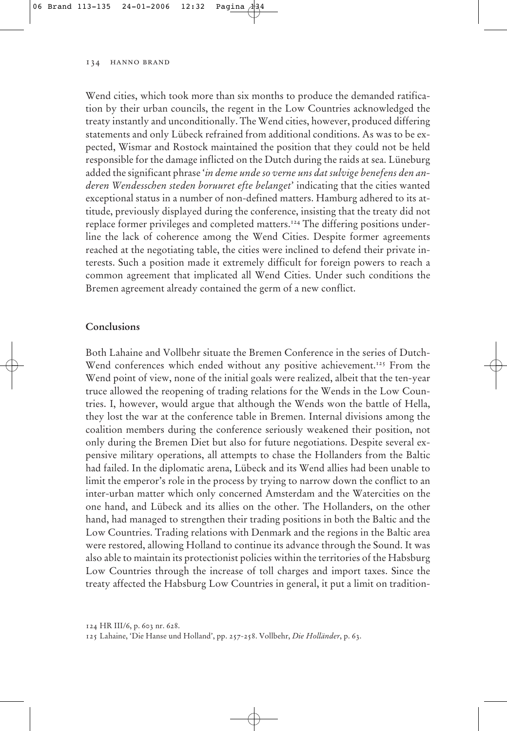Wend cities, which took more than six months to produce the demanded ratification by their urban councils, the regent in the Low Countries acknowledged the treaty instantly and unconditionally. The Wend cities, however, produced differing statements and only Lübeck refrained from additional conditions. As was to be expected, Wismar and Rostock maintained the position that they could not be held responsible for the damage inflicted on the Dutch during the raids at sea. Lüneburg added the significant phrase '*in deme unde so verne uns dat sulvige benefens den anderen Wendesschen steden boruuret efte belanget*' indicating that the cities wanted exceptional status in a number of non-defined matters. Hamburg adhered to its attitude, previously displayed during the conference, insisting that the treaty did not replace former privileges and completed matters.[124] The differing positions underline the lack of coherence among the Wend Cities. Despite former agreements reached at the negotiating table, the cities were inclined to defend their private interests. Such a position made it extremely difficult for foreign powers to reach a common agreement that implicated all Wend Cities. Under such conditions the Bremen agreement already contained the germ of a new conflict.

## Conclusions

Both Lahaine and Vollbehr situate the Bremen Conference in the series of Dutch-Wend conferences which ended without any positive achievement.[125] From the Wend point of view, none of the initial goals were realized, albeit that the ten-year truce allowed the reopening of trading relations for the Wends in the Low Countries. I, however, would argue that although the Wends won the battle of Hella, they lost the war at the conference table in Bremen. Internal divisions among the coalition members during the conference seriously weakened their position, not only during the Bremen Diet but also for future negotiations. Despite several expensive military operations, all attempts to chase the Hollanders from the Baltic had failed. In the diplomatic arena, Lübeck and its Wend allies had been unable to limit the emperor's role in the process by trying to narrow down the conflict to an inter-urban matter which only concerned Amsterdam and the Watercities on the one hand, and Lübeck and its allies on the other. The Hollanders, on the other hand, had managed to strengthen their trading positions in both the Baltic and the Low Countries. Trading relations with Denmark and the regions in the Baltic area were restored, allowing Holland to continue its advance through the Sound. It was also able to maintain its protectionist policies within the territories of the Habsburg Low Countries through the increase of toll charges and import taxes. Since the treaty affected the Habsburg Low Countries in general, it put a limit on tradition-

124 HR III/6, p. 603 nr. 628.

125 Lahaine, 'Die Hanse und Holland', pp. 257-258. Vollbehr, *Die Holländer*, p. 63.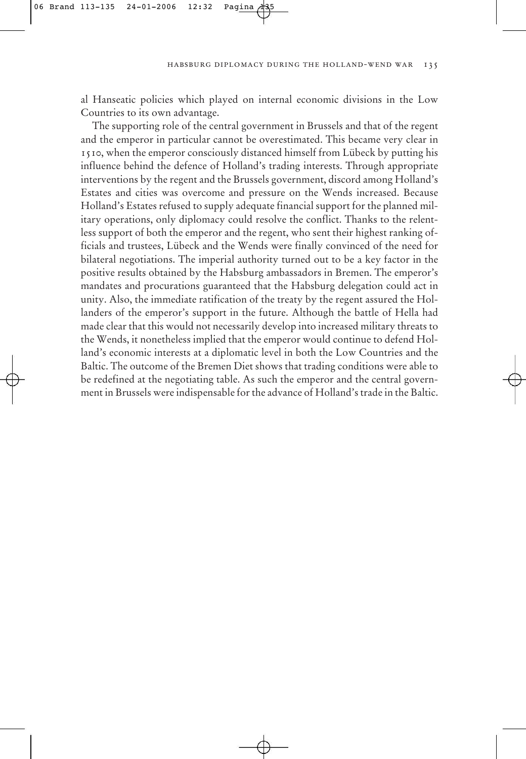al Hanseatic policies which played on internal economic divisions in the Low Countries to its own advantage.

The supporting role of the central government in Brussels and that of the regent and the emperor in particular cannot be overestimated. This became very clear in 1510, when the emperor consciously distanced himself from Lübeck by putting his influence behind the defence of Holland's trading interests. Through appropriate interventions by the regent and the Brussels government, discord among Holland's Estates and cities was overcome and pressure on the Wends increased. Because Holland's Estates refused to supply adequate financial support for the planned military operations, only diplomacy could resolve the conflict. Thanks to the relentless support of both the emperor and the regent, who sent their highest ranking officials and trustees, Lübeck and the Wends were finally convinced of the need for bilateral negotiations. The imperial authority turned out to be a key factor in the positive results obtained by the Habsburg ambassadors in Bremen. The emperor's mandates and procurations guaranteed that the Habsburg delegation could act in unity. Also, the immediate ratification of the treaty by the regent assured the Hollanders of the emperor's support in the future. Although the battle of Hella had made clear that this would not necessarily develop into increased military threats to the Wends, it nonetheless implied that the emperor would continue to defend Holland's economic interests at a diplomatic level in both the Low Countries and the Baltic. The outcome of the Bremen Diet shows that trading conditions were able to be redefined at the negotiating table. As such the emperor and the central government in Brussels were indispensable for the advance of Holland's trade in the Baltic.